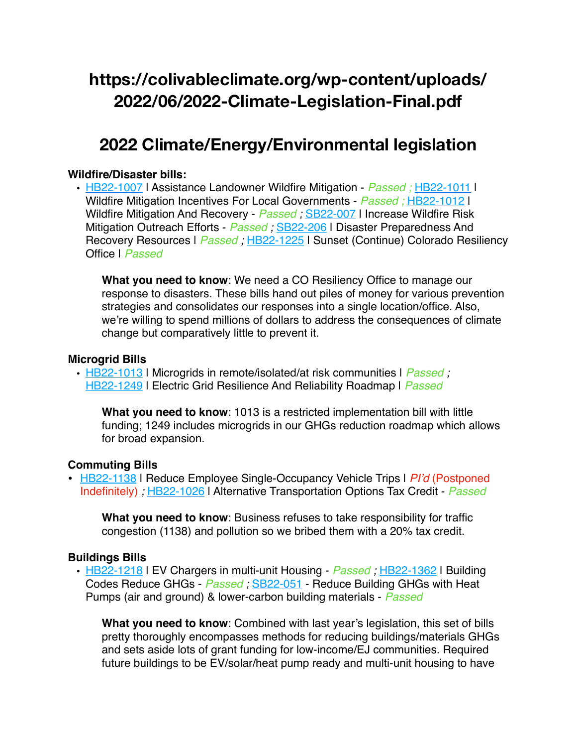# https://colivableclimate.org/wp-content/uploads/2022/06/2022-Climate-Legislation-Final.pdf

## 2022 Climate/Energy/Environmental legislation

**Wildfire/Disaster bills:**

- HB22-1007 | Assistance Landowner Wildfire Mitigation - *Passed* ; HB22-1011 | Wildfire Mitigation Incentives For Local Governments - *Passed* ; HB22-1012 | Wildfire Mitigation And Recovery - *Passed* ; SB22-007 | Increase Wildfire Risk Mitigation Outreach Efforts - *Passed* ; SB22-206 | Disaster Preparedness And Recovery Resources | *Passed* ; HB22-1225 | Sunset (Continue) Colorado Resiliency Office | *Passed*

  **What you need to know**: We need a CO Resiliency Office to manage our response to disasters. These bills hand out piles of money for various prevention strategies and consolidates our responses into a single location/office. Also, we're willing to spend millions of dollars to address the consequences of climate change but comparatively little to prevent it.

**Microgrid Bills**

- HB22-1013 | Microgrids in remote/isolated/at risk communities | *Passed* ; HB22-1249 | Electric Grid Resilience And Reliability Roadmap | *Passed*

  **What you need to know**: 1013 is a restricted implementation bill with little funding; 1249 includes microgrids in our GHGs reduction roadmap which allows for broad expansion.

**Commuting Bills**

- HB22-1138 | Reduce Employee Single-Occupancy Vehicle Trips | *PI'd* (Postponed Indefinitely) ; HB22-1026 | Alternative Transportation Options Tax Credit - *Passed*

  **What you need to know**: Business refuses to take responsibility for traffic congestion (1138) and pollution so we bribed them with a 20% tax credit.

**Buildings Bills**

- HB22-1218 | EV Chargers in multi-unit Housing - *Passed* ; HB22-1362 | Building Codes Reduce GHGs - *Passed* ; SB22-051 - Reduce Building GHGs with Heat Pumps (air and ground) & lower-carbon building materials - *Passed*

  **What you need to know**: Combined with last year's legislation, this set of bills pretty thoroughly encompasses methods for reducing buildings/materials GHGs and sets aside lots of grant funding for low-income/EJ communities. Required future buildings to be EV/solar/heat pump ready and multi-unit housing to have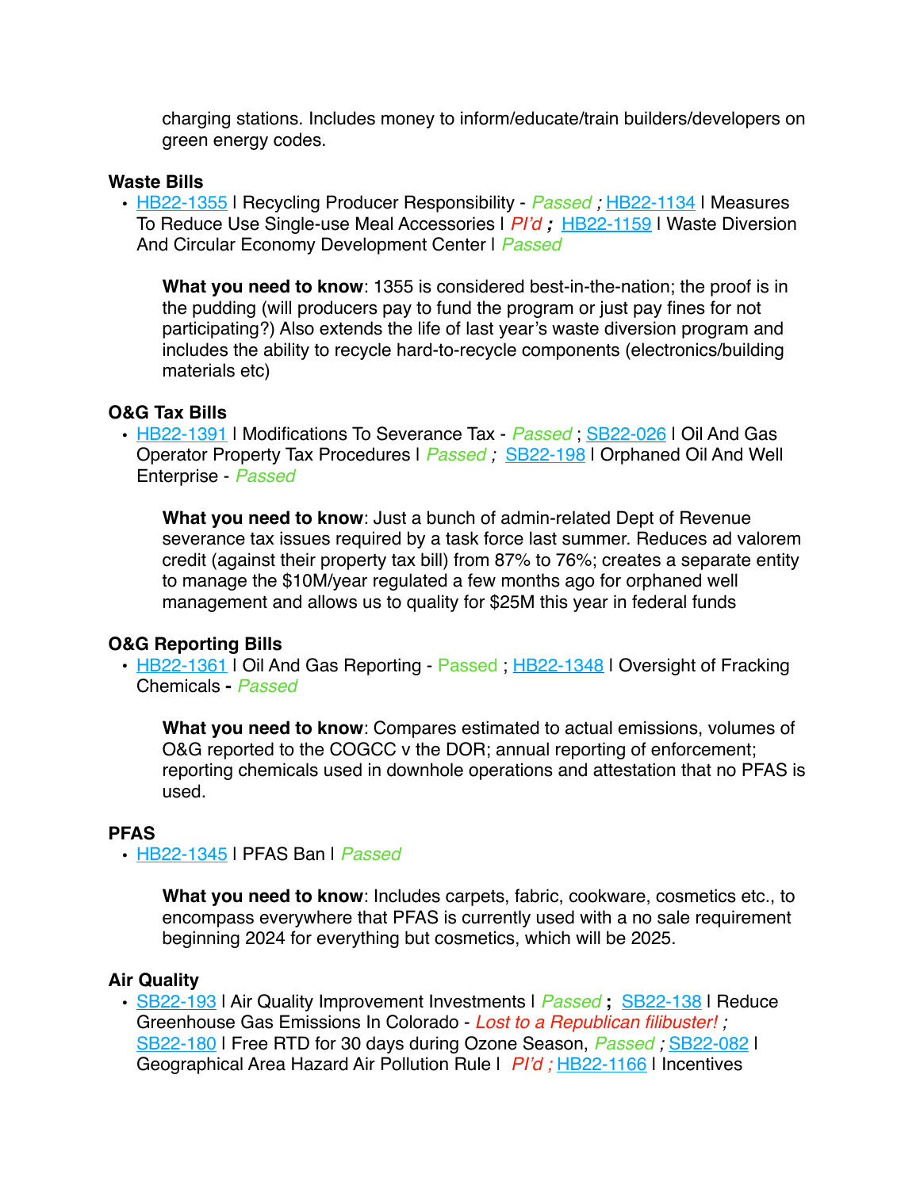charging stations. Includes money to inform/educate/train builders/developers on green energy codes.

**Waste Bills**

- HB22-1355 | Recycling Producer Responsibility - *Passed ;* HB22-1134 | Measures To Reduce Use Single-use Meal Accessories | *PI'd* **;** HB22-1159 | Waste Diversion And Circular Economy Development Center | *Passed*

  **What you need to know**: 1355 is considered best-in-the-nation; the proof is in the pudding (will producers pay to fund the program or just pay fines for not participating?) Also extends the life of last year's waste diversion program and includes the ability to recycle hard-to-recycle components (electronics/building materials etc)

**O&G Tax Bills**

- HB22-1391 | Modifications To Severance Tax - *Passed* ; SB22-026 | Oil And Gas Operator Property Tax Procedures | *Passed ;* SB22-198 | Orphaned Oil And Well Enterprise - *Passed*

  **What you need to know**: Just a bunch of admin-related Dept of Revenue severance tax issues required by a task force last summer. Reduces ad valorem credit (against their property tax bill) from 87% to 76%; creates a separate entity to manage the $10M/year regulated a few months ago for orphaned well management and allows us to quality for $25M this year in federal funds

**O&G Reporting Bills**

- HB22-1361 | Oil And Gas Reporting - Passed ; HB22-1348 | Oversight of Fracking Chemicals **-** *Passed*

  **What you need to know**: Compares estimated to actual emissions, volumes of O&G reported to the COGCC v the DOR; annual reporting of enforcement; reporting chemicals used in downhole operations and attestation that no PFAS is used.

**PFAS**

- HB22-1345 | PFAS Ban | *Passed*

  **What you need to know**: Includes carpets, fabric, cookware, cosmetics etc., to encompass everywhere that PFAS is currently used with a no sale requirement beginning 2024 for everything but cosmetics, which will be 2025.

**Air Quality**

- SB22-193 | Air Quality Improvement Investments | *Passed* **;** SB22-138 | Reduce Greenhouse Gas Emissions In Colorado - *Lost to a Republican filibuster! ;* SB22-180 | Free RTD for 30 days during Ozone Season, *Passed ;* SB22-082 | Geographical Area Hazard Air Pollution Rule | *PI'd ;* HB22-1166 | Incentives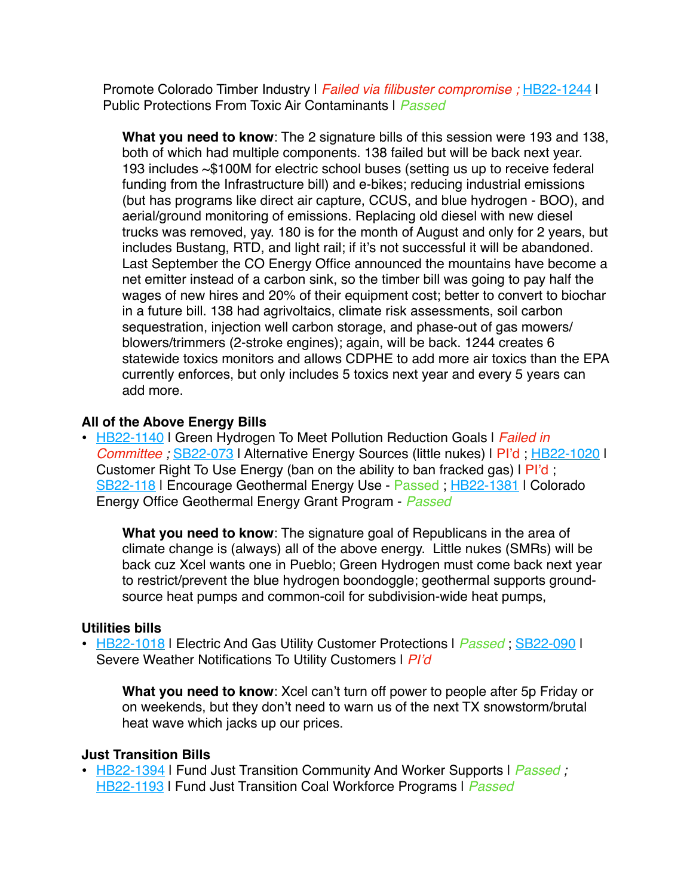Promote Colorado Timber Industry | *Failed via filibuster compromise ;* HB22-1244 | Public Protections From Toxic Air Contaminants | *Passed*

> **What you need to know**: The 2 signature bills of this session were 193 and 138, both of which had multiple components. 138 failed but will be back next year. 193 includes ~$100M for electric school buses (setting us up to receive federal funding from the Infrastructure bill) and e-bikes; reducing industrial emissions (but has programs like direct air capture, CCUS, and blue hydrogen - BOO), and aerial/ground monitoring of emissions. Replacing old diesel with new diesel trucks was removed, yay. 180 is for the month of August and only for 2 years, but includes Bustang, RTD, and light rail; if it's not successful it will be abandoned. Last September the CO Energy Office announced the mountains have become a net emitter instead of a carbon sink, so the timber bill was going to pay half the wages of new hires and 20% of their equipment cost; better to convert to biochar in a future bill. 138 had agrivoltaics, climate risk assessments, soil carbon sequestration, injection well carbon storage, and phase-out of gas mowers/ blowers/trimmers (2-stroke engines); again, will be back. 1244 creates 6 statewide toxics monitors and allows CDPHE to add more air toxics than the EPA currently enforces, but only includes 5 toxics next year and every 5 years can add more.

### All of the Above Energy Bills

- HB22-1140 | Green Hydrogen To Meet Pollution Reduction Goals | *Failed in Committee ;* SB22-073 | Alternative Energy Sources (little nukes) | PI'd ; HB22-1020 | Customer Right To Use Energy (ban on the ability to ban fracked gas) | PI'd ; SB22-118 | Encourage Geothermal Energy Use - Passed ; HB22-1381 | Colorado Energy Office Geothermal Energy Grant Program - *Passed*

> **What you need to know**: The signature goal of Republicans in the area of climate change is (always) all of the above energy. Little nukes (SMRs) will be back cuz Xcel wants one in Pueblo; Green Hydrogen must come back next year to restrict/prevent the blue hydrogen boondoggle; geothermal supports ground-source heat pumps and common-coil for subdivision-wide heat pumps,

### Utilities bills

- HB22-1018 | Electric And Gas Utility Customer Protections | *Passed* ; SB22-090 | Severe Weather Notifications To Utility Customers | *PI'd*

> **What you need to know**: Xcel can't turn off power to people after 5p Friday or on weekends, but they don't need to warn us of the next TX snowstorm/brutal heat wave which jacks up our prices.

### Just Transition Bills

- HB22-1394 | Fund Just Transition Community And Worker Supports | *Passed ;* HB22-1193 | Fund Just Transition Coal Workforce Programs | *Passed*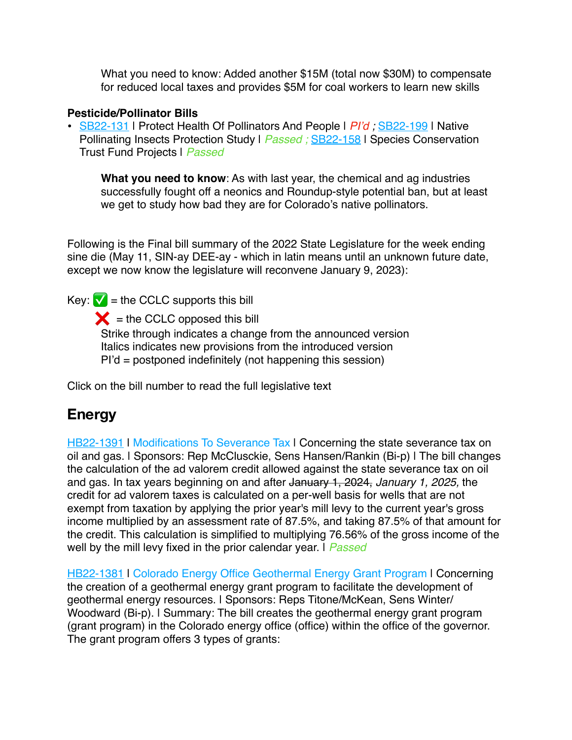What you need to know: Added another $15M (total now $30M) to compensate for reduced local taxes and provides $5M for coal workers to learn new skills

**Pesticide/Pollinator Bills**

- [SB22-131](#) | Protect Health Of Pollinators And People | *PI'd* ; [SB22-199](#) | Native Pollinating Insects Protection Study | *Passed* ; [SB22-158](#) | Species Conservation Trust Fund Projects | *Passed*

  **What you need to know**: As with last year, the chemical and ag industries successfully fought off a neonics and Roundup-style potential ban, but at least we get to study how bad they are for Colorado's native pollinators.

Following is the Final bill summary of the 2022 State Legislature for the week ending sine die (May 11, SIN-ay DEE-ay - which in latin means until an unknown future date, except we now know the legislature will reconvene January 9, 2023):

Key: ✅ = the CCLC supports this bill

❌ = the CCLC opposed this bill

Strike through indicates a change from the announced version

Italics indicates new provisions from the introduced version

PI'd = postponed indefinitely (not happening this session)

Click on the bill number to read the full legislative text

## Energy

[HB22-1391](#) | Modifications To Severance Tax | Concerning the state severance tax on oil and gas. | Sponsors: Rep McClusckie, Sens Hansen/Rankin (Bi-p) | The bill changes the calculation of the ad valorem credit allowed against the state severance tax on oil and gas. In tax years beginning on and after ~~January 1, 2024,~~ *January 1, 2025,* the credit for ad valorem taxes is calculated on a per-well basis for wells that are not exempt from taxation by applying the prior year's mill levy to the current year's gross income multiplied by an assessment rate of 87.5%, and taking 87.5% of that amount for the credit. This calculation is simplified to multiplying 76.56% of the gross income of the well by the mill levy fixed in the prior calendar year. | *Passed*

[HB22-1381](#) | Colorado Energy Office Geothermal Energy Grant Program | Concerning the creation of a geothermal energy grant program to facilitate the development of geothermal energy resources. | Sponsors: Reps Titone/McKean, Sens Winter/Woodward (Bi-p). | Summary: The bill creates the geothermal energy grant program (grant program) in the Colorado energy office (office) within the office of the governor. The grant program offers 3 types of grants: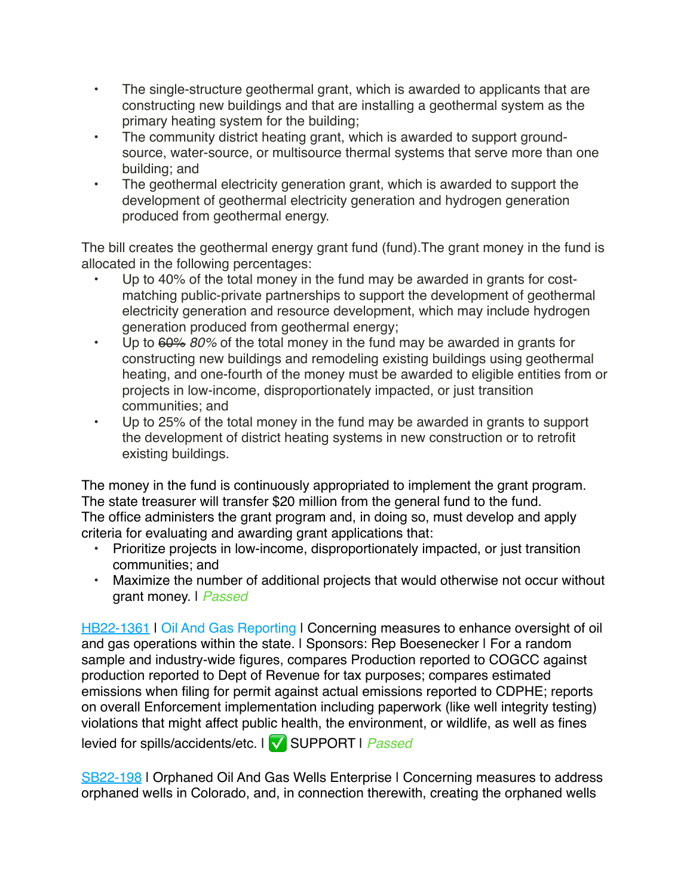- The single-structure geothermal grant, which is awarded to applicants that are constructing new buildings and that are installing a geothermal system as the primary heating system for the building;
- The community district heating grant, which is awarded to support ground-source, water-source, or multisource thermal systems that serve more than one building; and
- The geothermal electricity generation grant, which is awarded to support the development of geothermal electricity generation and hydrogen generation produced from geothermal energy.

The bill creates the geothermal energy grant fund (fund).The grant money in the fund is allocated in the following percentages:

- Up to 40% of the total money in the fund may be awarded in grants for cost-matching public-private partnerships to support the development of geothermal electricity generation and resource development, which may include hydrogen generation produced from geothermal energy;
- Up to ~~60%~~ *80%* of the total money in the fund may be awarded in grants for constructing new buildings and remodeling existing buildings using geothermal heating, and one-fourth of the money must be awarded to eligible entities from or projects in low-income, disproportionately impacted, or just transition communities; and
- Up to 25% of the total money in the fund may be awarded in grants to support the development of district heating systems in new construction or to retrofit existing buildings.

The money in the fund is continuously appropriated to implement the grant program. The state treasurer will transfer $20 million from the general fund to the fund. The office administers the grant program and, in doing so, must develop and apply criteria for evaluating and awarding grant applications that:

- Prioritize projects in low-income, disproportionately impacted, or just transition communities; and
- Maximize the number of additional projects that would otherwise not occur without grant money. | *Passed*

HB22-1361 | Oil And Gas Reporting | Concerning measures to enhance oversight of oil and gas operations within the state. | Sponsors: Rep Boesenecker | For a random sample and industry-wide figures, compares Production reported to COGCC against production reported to Dept of Revenue for tax purposes; compares estimated emissions when filing for permit against actual emissions reported to CDPHE; reports on overall Enforcement implementation including paperwork (like well integrity testing) violations that might affect public health, the environment, or wildlife, as well as fines levied for spills/accidents/etc. | ✅ SUPPORT | *Passed*

SB22-198 | Orphaned Oil And Gas Wells Enterprise | Concerning measures to address orphaned wells in Colorado, and, in connection therewith, creating the orphaned wells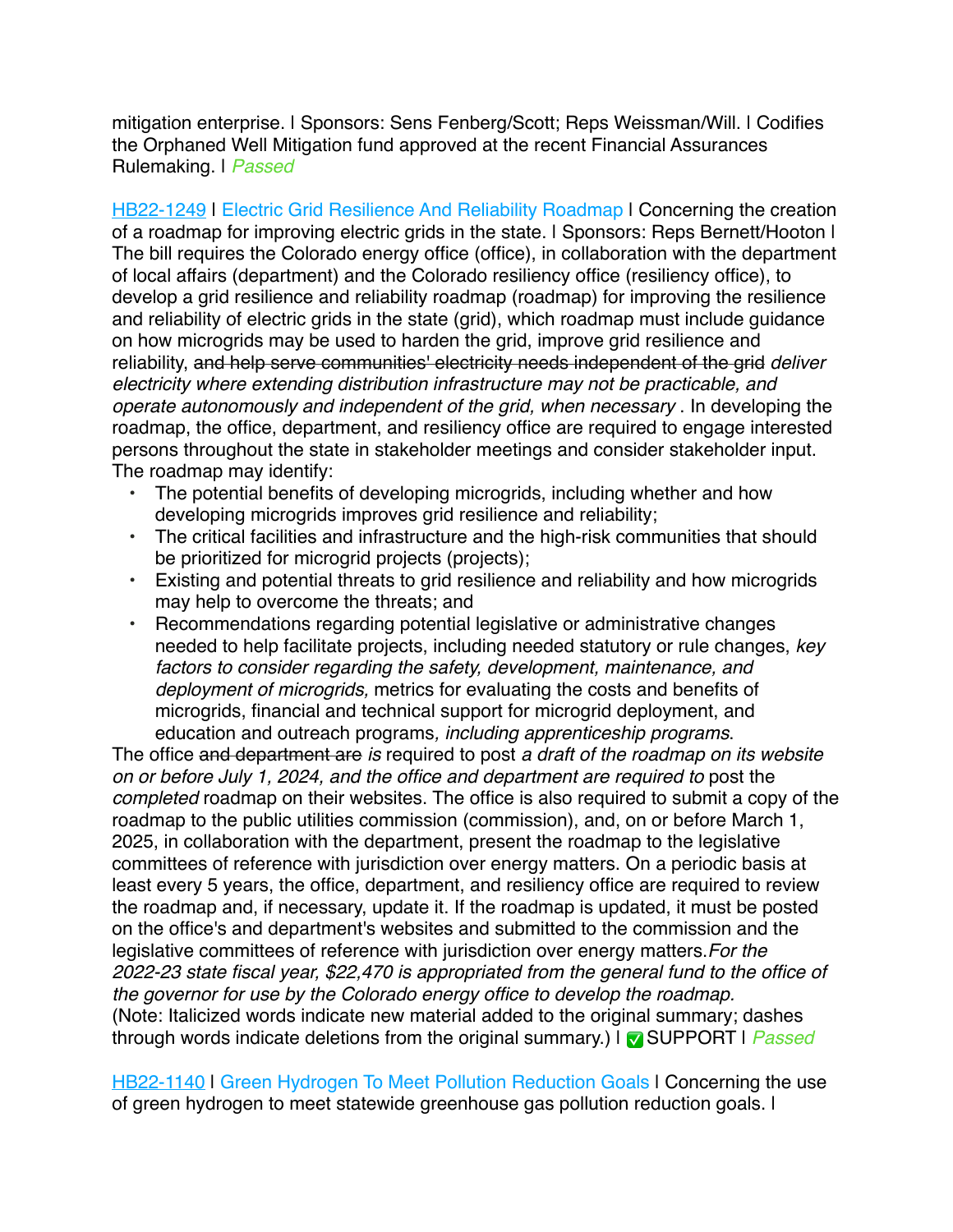mitigation enterprise. | Sponsors: Sens Fenberg/Scott; Reps Weissman/Will. | Codifies the Orphaned Well Mitigation fund approved at the recent Financial Assurances Rulemaking. | *Passed*

[HB22-1249](#) | [Electric Grid Resilience And Reliability Roadmap](#) | Concerning the creation of a roadmap for improving electric grids in the state. | Sponsors: Reps Bernett/Hooton | The bill requires the Colorado energy office (office), in collaboration with the department of local affairs (department) and the Colorado resiliency office (resiliency office), to develop a grid resilience and reliability roadmap (roadmap) for improving the resilience and reliability of electric grids in the state (grid), which roadmap must include guidance on how microgrids may be used to harden the grid, improve grid resilience and reliability, ~~and help serve communities' electricity needs independent of the grid~~ *deliver electricity where extending distribution infrastructure may not be practicable, and operate autonomously and independent of the grid, when necessary* . In developing the roadmap, the office, department, and resiliency office are required to engage interested persons throughout the state in stakeholder meetings and consider stakeholder input. The roadmap may identify:

- The potential benefits of developing microgrids, including whether and how developing microgrids improves grid resilience and reliability;
- The critical facilities and infrastructure and the high-risk communities that should be prioritized for microgrid projects (projects);
- Existing and potential threats to grid resilience and reliability and how microgrids may help to overcome the threats; and
- Recommendations regarding potential legislative or administrative changes needed to help facilitate projects, including needed statutory or rule changes, *key factors to consider regarding the safety, development, maintenance, and deployment of microgrids,* metrics for evaluating the costs and benefits of microgrids, financial and technical support for microgrid deployment, and education and outreach programs*, including apprenticeship programs*.

The office ~~and department are~~ *is* required to post *a draft of the roadmap on its website on or before July 1, 2024, and the office and department are required to* post the *completed* roadmap on their websites. The office is also required to submit a copy of the roadmap to the public utilities commission (commission), and, on or before March 1, 2025, in collaboration with the department, present the roadmap to the legislative committees of reference with jurisdiction over energy matters. On a periodic basis at least every 5 years, the office, department, and resiliency office are required to review the roadmap and, if necessary, update it. If the roadmap is updated, it must be posted on the office's and department's websites and submitted to the commission and the legislative committees of reference with jurisdiction over energy matters.*For the 2022-23 state fiscal year, $22,470 is appropriated from the general fund to the office of the governor for use by the Colorado energy office to develop the roadmap.*
(Note: Italicized words indicate new material added to the original summary; dashes through words indicate deletions from the original summary.) | ✅ SUPPORT | *Passed*

[HB22-1140](#) | [Green Hydrogen To Meet Pollution Reduction Goals](#) | Concerning the use of green hydrogen to meet statewide greenhouse gas pollution reduction goals. |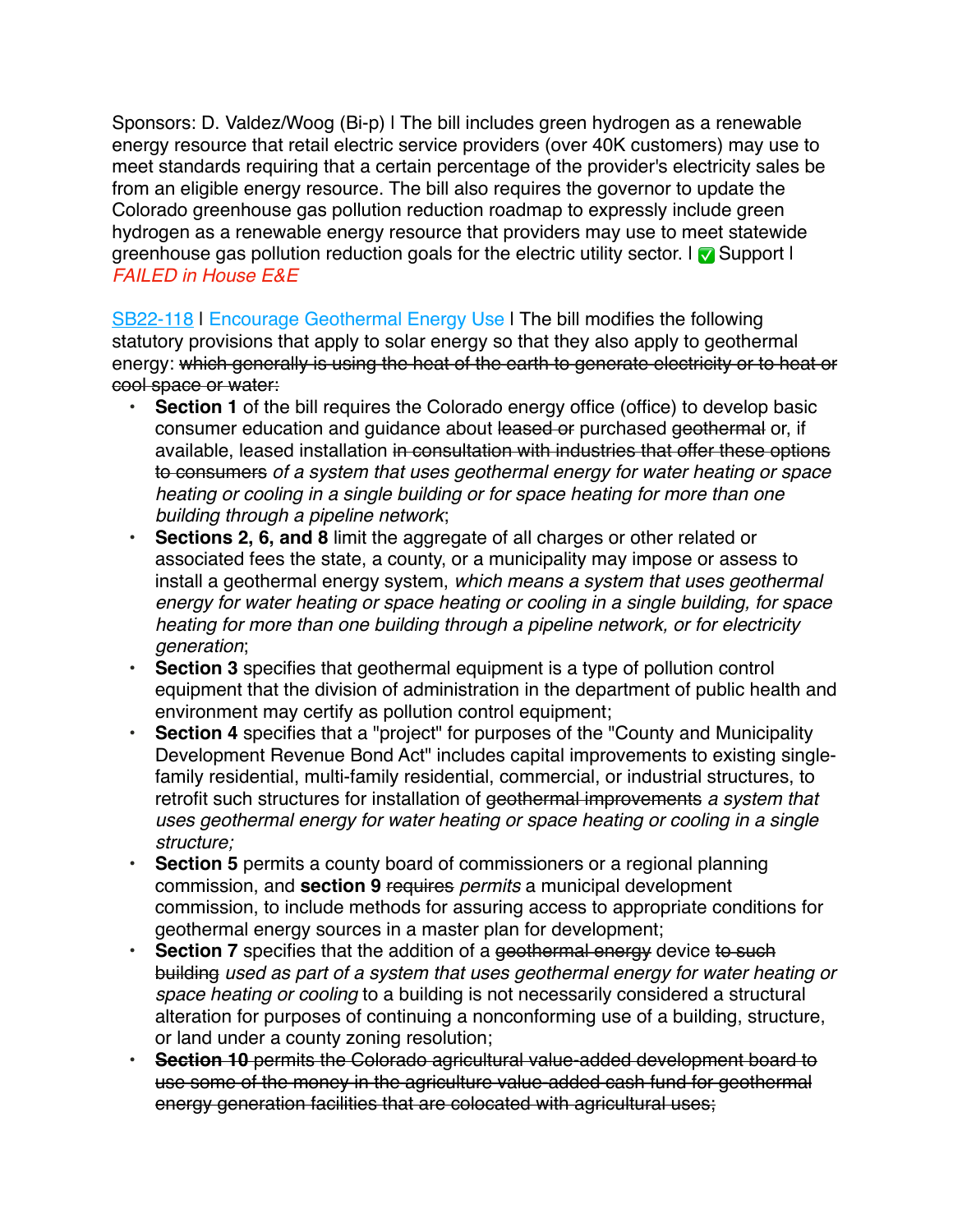Sponsors: D. Valdez/Woog (Bi-p) | The bill includes green hydrogen as a renewable energy resource that retail electric service providers (over 40K customers) may use to meet standards requiring that a certain percentage of the provider's electricity sales be from an eligible energy resource. The bill also requires the governor to update the Colorado greenhouse gas pollution reduction roadmap to expressly include green hydrogen as a renewable energy resource that providers may use to meet statewide greenhouse gas pollution reduction goals for the electric utility sector. | ✅ Support | *FAILED in House E&E*

[SB22-118] | [Encourage Geothermal Energy Use] | The bill modifies the following statutory provisions that apply to solar energy so that they also apply to geothermal energy: ~~which generally is using the heat of the earth to generate electricity or to heat or cool space or water:~~

- **Section 1** of the bill requires the Colorado energy office (office) to develop basic consumer education and guidance about ~~leased or~~ purchased ~~geothermal~~ or, if available, leased installation ~~in consultation with industries that offer these options to consumers~~ *of a system that uses geothermal energy for water heating or space heating or cooling in a single building or for space heating for more than one building through a pipeline network*;
- **Sections 2, 6, and 8** limit the aggregate of all charges or other related or associated fees the state, a county, or a municipality may impose or assess to install a geothermal energy system, *which means a system that uses geothermal energy for water heating or space heating or cooling in a single building, for space heating for more than one building through a pipeline network, or for electricity generation*;
- **Section 3** specifies that geothermal equipment is a type of pollution control equipment that the division of administration in the department of public health and environment may certify as pollution control equipment;
- **Section 4** specifies that a "project" for purposes of the "County and Municipality Development Revenue Bond Act" includes capital improvements to existing single-family residential, multi-family residential, commercial, or industrial structures, to retrofit such structures for installation of ~~geothermal improvements~~ *a system that uses geothermal energy for water heating or space heating or cooling in a single structure;*
- **Section 5** permits a county board of commissioners or a regional planning commission, and **section 9** ~~requires~~ *permits* a municipal development commission, to include methods for assuring access to appropriate conditions for geothermal energy sources in a master plan for development;
- **Section 7** specifies that the addition of a ~~geothermal energy~~ device ~~to such building~~ *used as part of a system that uses geothermal energy for water heating or space heating or cooling* to a building is not necessarily considered a structural alteration for purposes of continuing a nonconforming use of a building, structure, or land under a county zoning resolution;
- ~~**Section 10** permits the Colorado agricultural value-added development board to use some of the money in the agriculture value-added cash fund for geothermal energy generation facilities that are colocated with agricultural uses;~~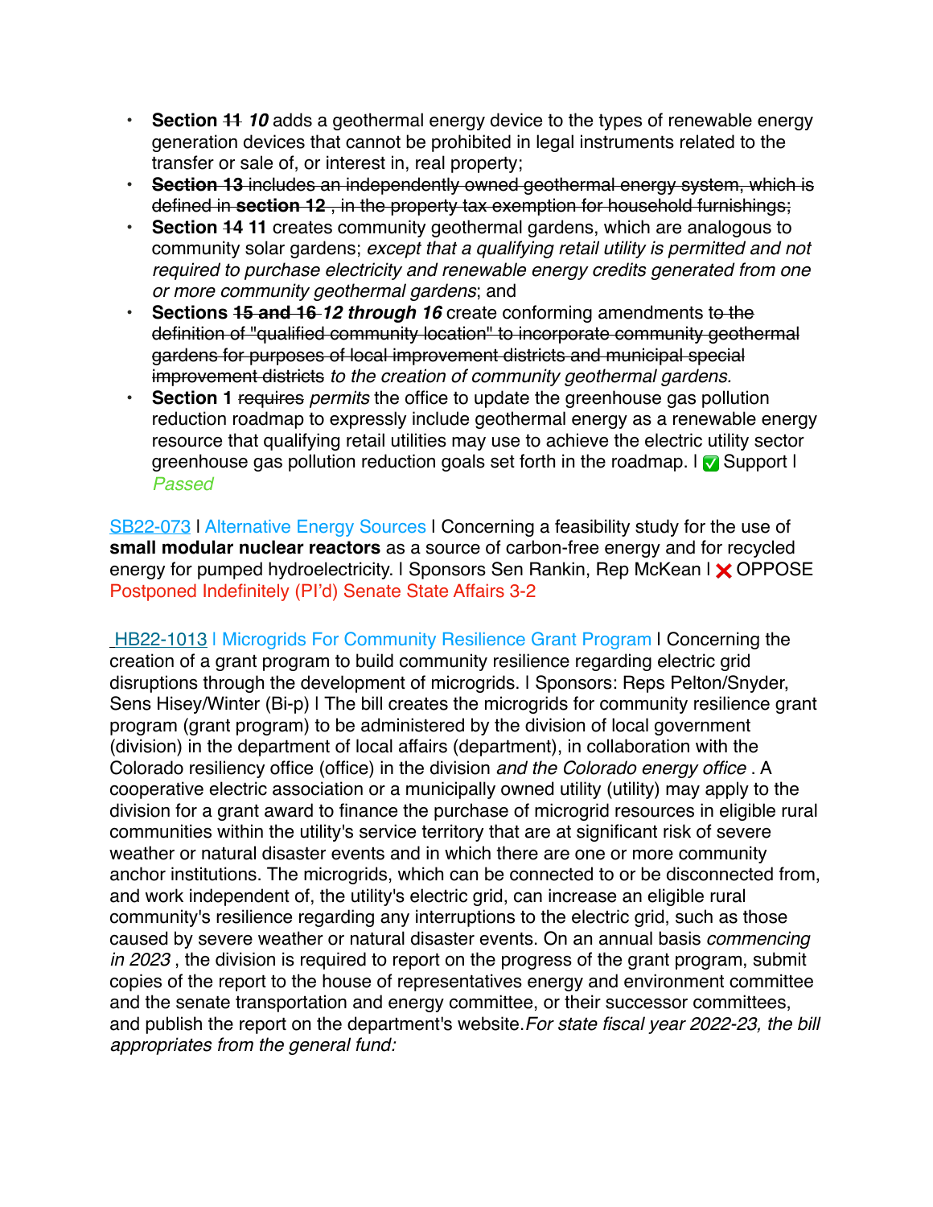- **Section ~~11~~** ***10*** adds a geothermal energy device to the types of renewable energy generation devices that cannot be prohibited in legal instruments related to the transfer or sale of, or interest in, real property;
- ~~**Section 13** includes an independently owned geothermal energy system, which is defined in **section 12** , in the property tax exemption for household furnishings;~~
- **Section ~~14~~ 11** creates community geothermal gardens, which are analogous to community solar gardens; *except that a qualifying retail utility is permitted and not required to purchase electricity and renewable energy credits generated from one or more community geothermal gardens*; and
- **Sections ~~15 and 16~~** ***12 through 16*** create conforming amendments t~~o the definition of "qualified community location" to incorporate community geothermal gardens for purposes of local improvement districts and municipal special improvement districts~~ *to the creation of community geothermal gardens.*
- **Section 1** ~~requires~~ *permits* the office to update the greenhouse gas pollution reduction roadmap to expressly include geothermal energy as a renewable energy resource that qualifying retail utilities may use to achieve the electric utility sector greenhouse gas pollution reduction goals set forth in the roadmap. | ✅ Support | *Passed*

SB22-073 | Alternative Energy Sources | Concerning a feasibility study for the use of **small modular nuclear reactors** as a source of carbon-free energy and for recycled energy for pumped hydroelectricity. | Sponsors Sen Rankin, Rep McKean | ❌ OPPOSE Postponed Indefinitely (PI'd) Senate State Affairs 3-2

HB22-1013 | Microgrids For Community Resilience Grant Program | Concerning the creation of a grant program to build community resilience regarding electric grid disruptions through the development of microgrids. | Sponsors: Reps Pelton/Snyder, Sens Hisey/Winter (Bi-p) | The bill creates the microgrids for community resilience grant program (grant program) to be administered by the division of local government (division) in the department of local affairs (department), in collaboration with the Colorado resiliency office (office) in the division *and the Colorado energy office* . A cooperative electric association or a municipally owned utility (utility) may apply to the division for a grant award to finance the purchase of microgrid resources in eligible rural communities within the utility's service territory that are at significant risk of severe weather or natural disaster events and in which there are one or more community anchor institutions. The microgrids, which can be connected to or be disconnected from, and work independent of, the utility's electric grid, can increase an eligible rural community's resilience regarding any interruptions to the electric grid, such as those caused by severe weather or natural disaster events. On an annual basis *commencing in 2023* , the division is required to report on the progress of the grant program, submit copies of the report to the house of representatives energy and environment committee and the senate transportation and energy committee, or their successor committees, and publish the report on the department's website.*For state fiscal year 2022-23, the bill appropriates from the general fund:*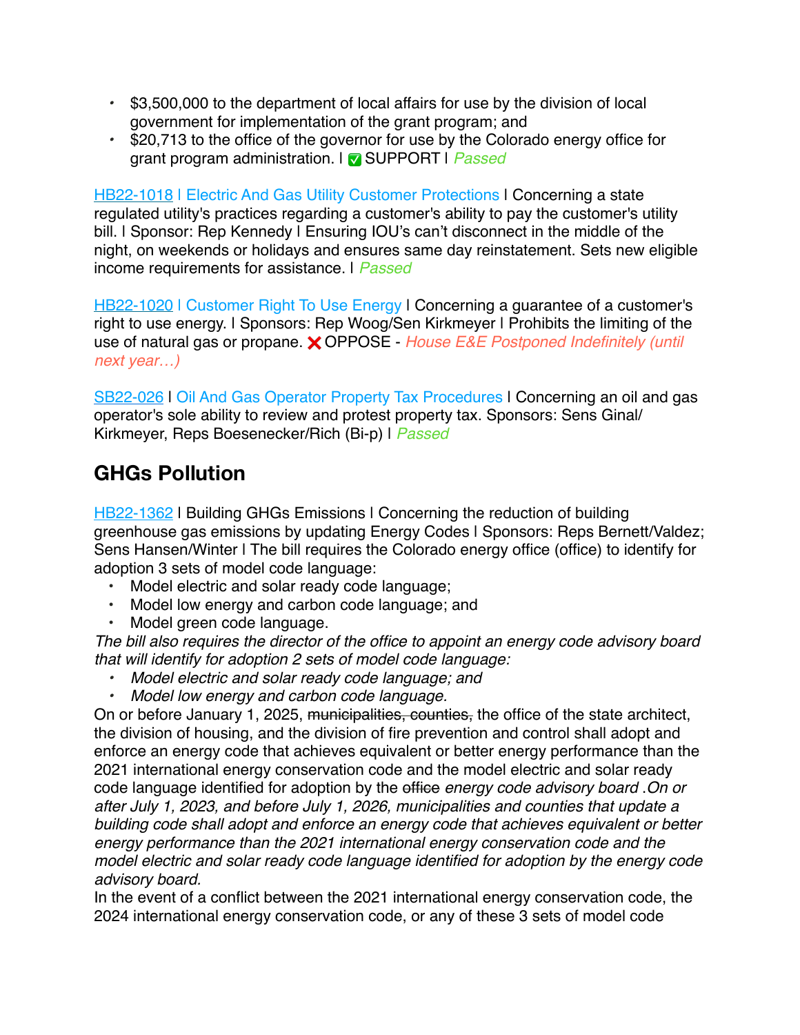- $3,500,000 to the department of local affairs for use by the division of local government for implementation of the grant program; and
- $20,713 to the office of the governor for use by the Colorado energy office for grant program administration. I ✅ SUPPORT I *Passed*

[HB22-1018](#) I Electric And Gas Utility Customer Protections I Concerning a state regulated utility's practices regarding a customer's ability to pay the customer's utility bill. I Sponsor: Rep Kennedy I Ensuring IOU's can't disconnect in the middle of the night, on weekends or holidays and ensures same day reinstatement. Sets new eligible income requirements for assistance. I *Passed*

[HB22-1020](#) I Customer Right To Use Energy I Concerning a guarantee of a customer's right to use energy. I Sponsors: Rep Woog/Sen Kirkmeyer I Prohibits the limiting of the use of natural gas or propane. ❌ OPPOSE - *House E&E Postponed Indefinitely (until next year…)*

[SB22-026](#) I Oil And Gas Operator Property Tax Procedures I Concerning an oil and gas operator's sole ability to review and protest property tax. Sponsors: Sens Ginal/ Kirkmeyer, Reps Boesenecker/Rich (Bi-p) I *Passed*

## GHGs Pollution

[HB22-1362](#) I Building GHGs Emissions I Concerning the reduction of building greenhouse gas emissions by updating Energy Codes I Sponsors: Reps Bernett/Valdez; Sens Hansen/Winter I The bill requires the Colorado energy office (office) to identify for adoption 3 sets of model code language:

- Model electric and solar ready code language;
- Model low energy and carbon code language; and
- Model green code language.

*The bill also requires the director of the office to appoint an energy code advisory board that will identify for adoption 2 sets of model code language:*

- *Model electric and solar ready code language; and*
- *Model low energy and carbon code language.*

On or before January 1, 2025, ~~municipalities, counties,~~ the office of the state architect, the division of housing, and the division of fire prevention and control shall adopt and enforce an energy code that achieves equivalent or better energy performance than the 2021 international energy conservation code and the model electric and solar ready code language identified for adoption by the ~~office~~ *energy code advisory board .On or after July 1, 2023, and before July 1, 2026, municipalities and counties that update a building code shall adopt and enforce an energy code that achieves equivalent or better energy performance than the 2021 international energy conservation code and the model electric and solar ready code language identified for adoption by the energy code advisory board.*

In the event of a conflict between the 2021 international energy conservation code, the 2024 international energy conservation code, or any of these 3 sets of model code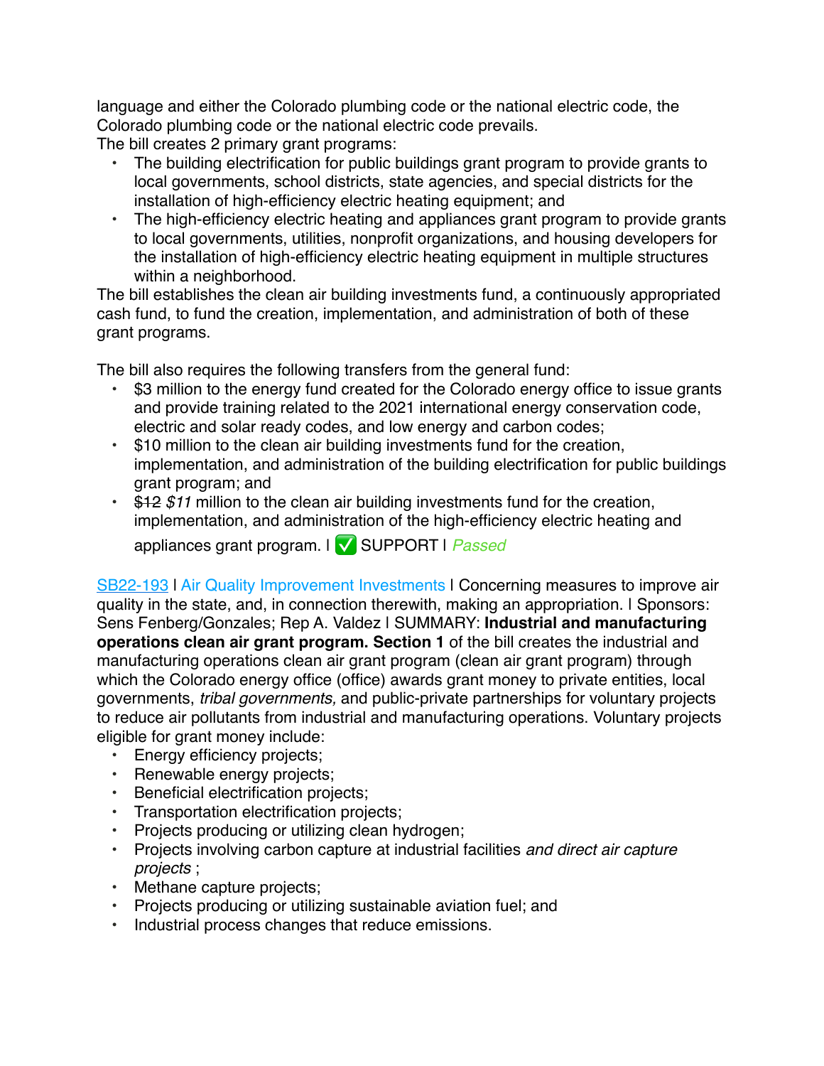language and either the Colorado plumbing code or the national electric code, the Colorado plumbing code or the national electric code prevails.
The bill creates 2 primary grant programs:

- The building electrification for public buildings grant program to provide grants to local governments, school districts, state agencies, and special districts for the installation of high-efficiency electric heating equipment; and
- The high-efficiency electric heating and appliances grant program to provide grants to local governments, utilities, nonprofit organizations, and housing developers for the installation of high-efficiency electric heating equipment in multiple structures within a neighborhood.

The bill establishes the clean air building investments fund, a continuously appropriated cash fund, to fund the creation, implementation, and administration of both of these grant programs.

The bill also requires the following transfers from the general fund:

- $3 million to the energy fund created for the Colorado energy office to issue grants and provide training related to the 2021 international energy conservation code, electric and solar ready codes, and low energy and carbon codes;
- $10 million to the clean air building investments fund for the creation, implementation, and administration of the building electrification for public buildings grant program; and
- ~~$12~~ *$11* million to the clean air building investments fund for the creation, implementation, and administration of the high-efficiency electric heating and appliances grant program. | ✅ SUPPORT | *Passed*

SB22-193 | Air Quality Improvement Investments | Concerning measures to improve air quality in the state, and, in connection therewith, making an appropriation. | Sponsors: Sens Fenberg/Gonzales; Rep A. Valdez | SUMMARY: **Industrial and manufacturing operations clean air grant program. Section 1** of the bill creates the industrial and manufacturing operations clean air grant program (clean air grant program) through which the Colorado energy office (office) awards grant money to private entities, local governments, *tribal governments,* and public-private partnerships for voluntary projects to reduce air pollutants from industrial and manufacturing operations. Voluntary projects eligible for grant money include:

- Energy efficiency projects;
- Renewable energy projects;
- Beneficial electrification projects;
- Transportation electrification projects;
- Projects producing or utilizing clean hydrogen;
- Projects involving carbon capture at industrial facilities *and direct air capture projects* ;
- Methane capture projects;
- Projects producing or utilizing sustainable aviation fuel; and
- Industrial process changes that reduce emissions.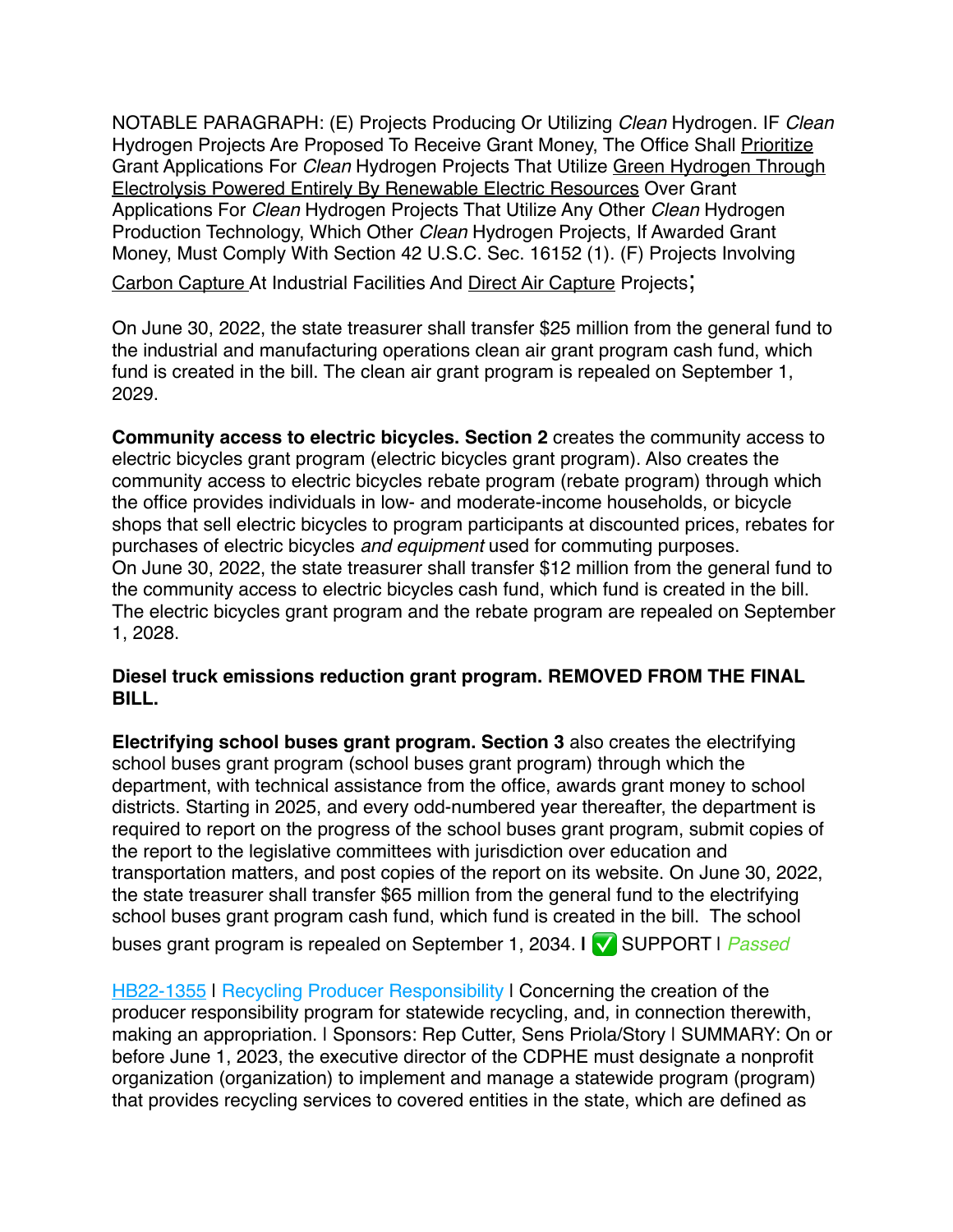NOTABLE PARAGRAPH: (E) Projects Producing Or Utilizing *Clean* Hydrogen. IF *Clean* Hydrogen Projects Are Proposed To Receive Grant Money, The Office Shall <u>Prioritize</u> Grant Applications For *Clean* Hydrogen Projects That Utilize <u>Green Hydrogen Through Electrolysis Powered Entirely By Renewable Electric Resources</u> Over Grant Applications For *Clean* Hydrogen Projects That Utilize Any Other *Clean* Hydrogen Production Technology, Which Other *Clean* Hydrogen Projects, If Awarded Grant Money, Must Comply With Section 42 U.S.C. Sec. 16152 (1). (F) Projects Involving <u>Carbon Capture</u> At Industrial Facilities And <u>Direct Air Capture</u> Projects;

On June 30, 2022, the state treasurer shall transfer $25 million from the general fund to the industrial and manufacturing operations clean air grant program cash fund, which fund is created in the bill. The clean air grant program is repealed on September 1, 2029.

**Community access to electric bicycles. Section 2** creates the community access to electric bicycles grant program (electric bicycles grant program). Also creates the community access to electric bicycles rebate program (rebate program) through which the office provides individuals in low- and moderate-income households, or bicycle shops that sell electric bicycles to program participants at discounted prices, rebates for purchases of electric bicycles *and equipment* used for commuting purposes.
On June 30, 2022, the state treasurer shall transfer $12 million from the general fund to the community access to electric bicycles cash fund, which fund is created in the bill. The electric bicycles grant program and the rebate program are repealed on September 1, 2028.

**Diesel truck emissions reduction grant program. REMOVED FROM THE FINAL BILL.**

**Electrifying school buses grant program. Section 3** also creates the electrifying school buses grant program (school buses grant program) through which the department, with technical assistance from the office, awards grant money to school districts. Starting in 2025, and every odd-numbered year thereafter, the department is required to report on the progress of the school buses grant program, submit copies of the report to the legislative committees with jurisdiction over education and transportation matters, and post copies of the report on its website. On June 30, 2022, the state treasurer shall transfer $65 million from the general fund to the electrifying school buses grant program cash fund, which fund is created in the bill. The school buses grant program is repealed on September 1, 2034. **|** ✅ SUPPORT | *Passed*

HB22-1355 | Recycling Producer Responsibility | Concerning the creation of the producer responsibility program for statewide recycling, and, in connection therewith, making an appropriation. | Sponsors: Rep Cutter, Sens Priola/Story | SUMMARY: On or before June 1, 2023, the executive director of the CDPHE must designate a nonprofit organization (organization) to implement and manage a statewide program (program) that provides recycling services to covered entities in the state, which are defined as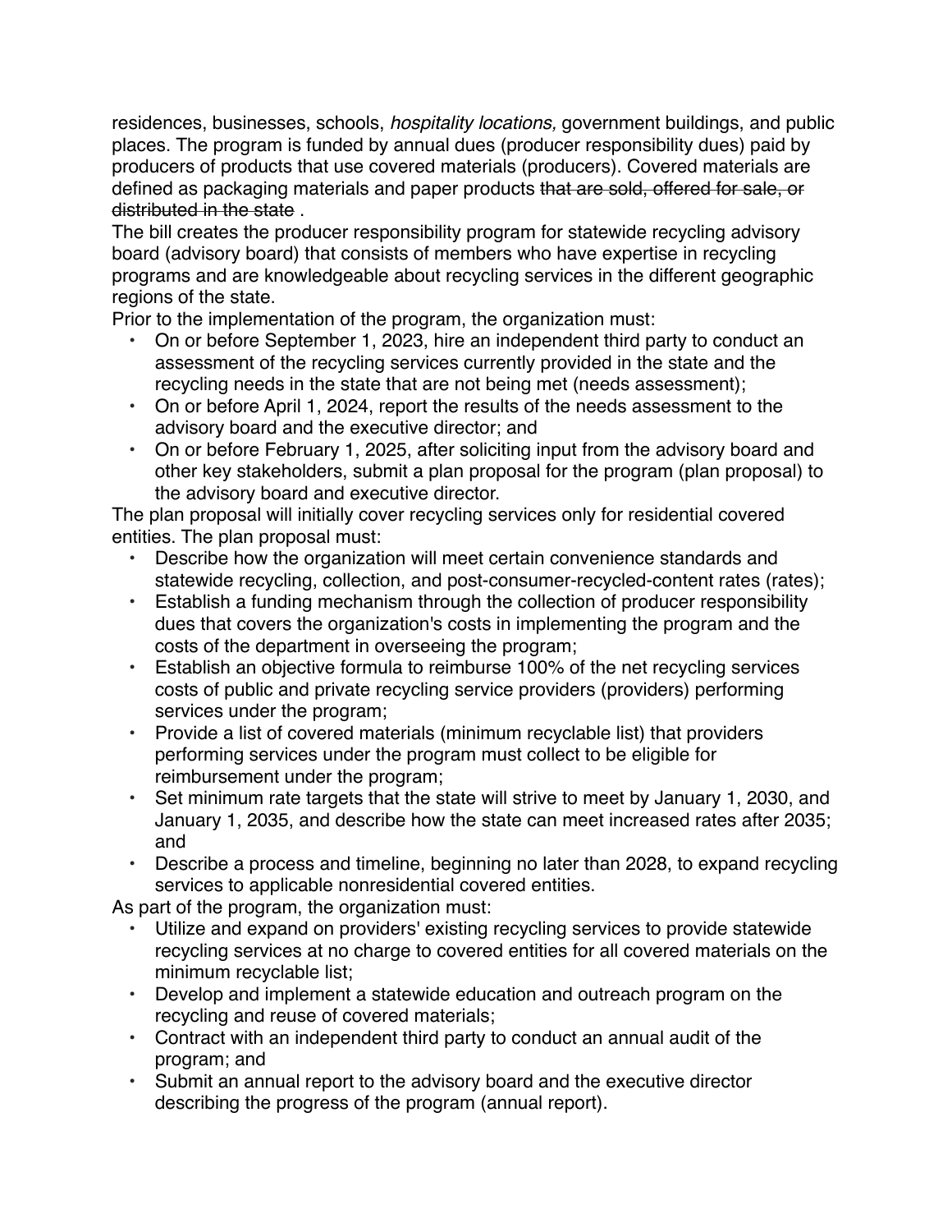residences, businesses, schools, *hospitality locations,* government buildings, and public places. The program is funded by annual dues (producer responsibility dues) paid by producers of products that use covered materials (producers). Covered materials are defined as packaging materials and paper products ~~that are sold, offered for sale, or distributed in the state~~ .

The bill creates the producer responsibility program for statewide recycling advisory board (advisory board) that consists of members who have expertise in recycling programs and are knowledgeable about recycling services in the different geographic regions of the state.

Prior to the implementation of the program, the organization must:

- On or before September 1, 2023, hire an independent third party to conduct an assessment of the recycling services currently provided in the state and the recycling needs in the state that are not being met (needs assessment);
- On or before April 1, 2024, report the results of the needs assessment to the advisory board and the executive director; and
- On or before February 1, 2025, after soliciting input from the advisory board and other key stakeholders, submit a plan proposal for the program (plan proposal) to the advisory board and executive director.

The plan proposal will initially cover recycling services only for residential covered entities. The plan proposal must:

- Describe how the organization will meet certain convenience standards and statewide recycling, collection, and post-consumer-recycled-content rates (rates);
- Establish a funding mechanism through the collection of producer responsibility dues that covers the organization's costs in implementing the program and the costs of the department in overseeing the program;
- Establish an objective formula to reimburse 100% of the net recycling services costs of public and private recycling service providers (providers) performing services under the program;
- Provide a list of covered materials (minimum recyclable list) that providers performing services under the program must collect to be eligible for reimbursement under the program;
- Set minimum rate targets that the state will strive to meet by January 1, 2030, and January 1, 2035, and describe how the state can meet increased rates after 2035; and
- Describe a process and timeline, beginning no later than 2028, to expand recycling services to applicable nonresidential covered entities.

As part of the program, the organization must:

- Utilize and expand on providers' existing recycling services to provide statewide recycling services at no charge to covered entities for all covered materials on the minimum recyclable list;
- Develop and implement a statewide education and outreach program on the recycling and reuse of covered materials;
- Contract with an independent third party to conduct an annual audit of the program; and
- Submit an annual report to the advisory board and the executive director describing the progress of the program (annual report).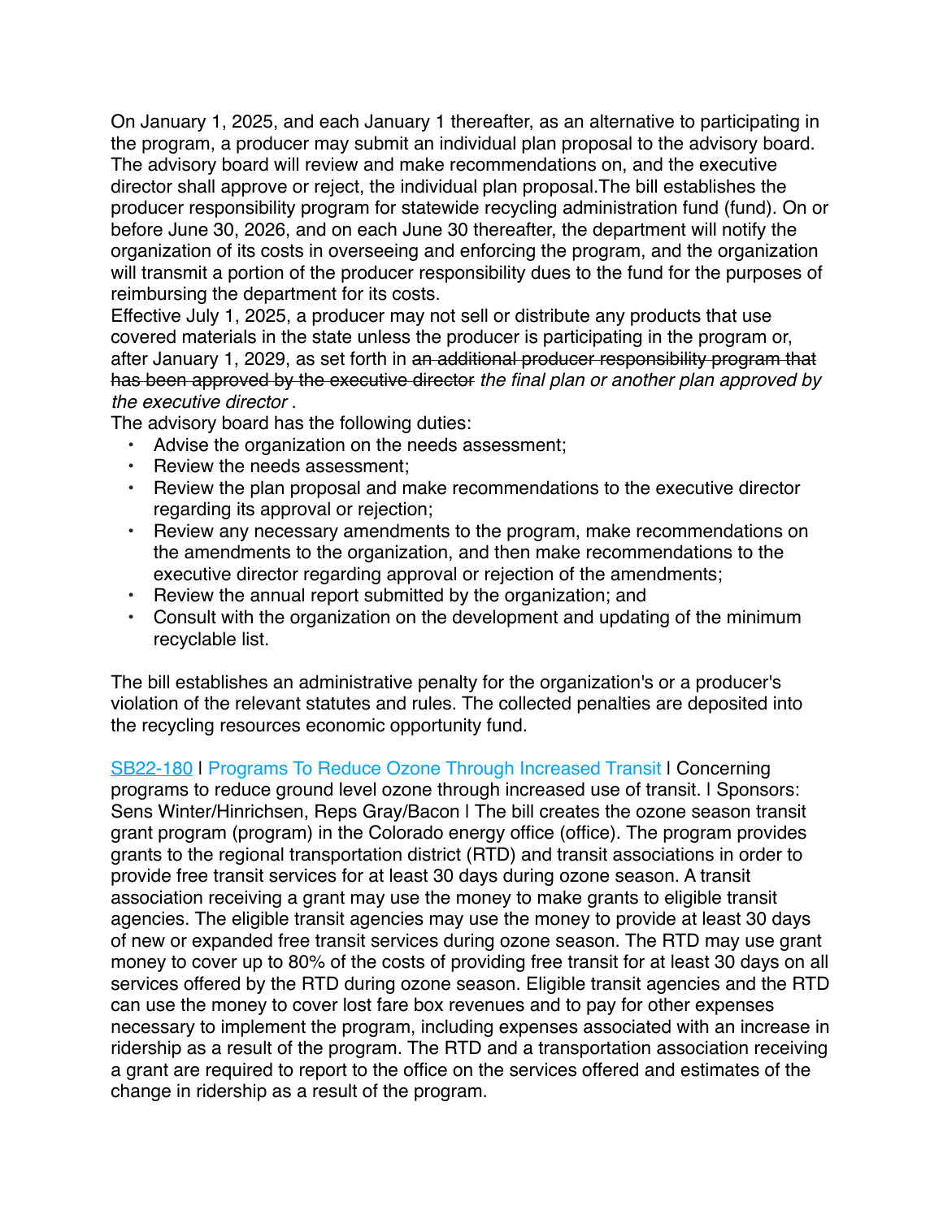On January 1, 2025, and each January 1 thereafter, as an alternative to participating in the program, a producer may submit an individual plan proposal to the advisory board. The advisory board will review and make recommendations on, and the executive director shall approve or reject, the individual plan proposal.The bill establishes the producer responsibility program for statewide recycling administration fund (fund). On or before June 30, 2026, and on each June 30 thereafter, the department will notify the organization of its costs in overseeing and enforcing the program, and the organization will transmit a portion of the producer responsibility dues to the fund for the purposes of reimbursing the department for its costs.

Effective July 1, 2025, a producer may not sell or distribute any products that use covered materials in the state unless the producer is participating in the program or, after January 1, 2029, as set forth in ~~an additional producer responsibility program that has been approved by the executive director~~ *the final plan or another plan approved by the executive director* .

The advisory board has the following duties:

- Advise the organization on the needs assessment;
- Review the needs assessment;
- Review the plan proposal and make recommendations to the executive director regarding its approval or rejection;
- Review any necessary amendments to the program, make recommendations on the amendments to the organization, and then make recommendations to the executive director regarding approval or rejection of the amendments;
- Review the annual report submitted by the organization; and
- Consult with the organization on the development and updating of the minimum recyclable list.

The bill establishes an administrative penalty for the organization's or a producer's violation of the relevant statutes and rules. The collected penalties are deposited into the recycling resources economic opportunity fund.

SB22-180 | Programs To Reduce Ozone Through Increased Transit | Concerning programs to reduce ground level ozone through increased use of transit. | Sponsors: Sens Winter/Hinrichsen, Reps Gray/Bacon | The bill creates the ozone season transit grant program (program) in the Colorado energy office (office). The program provides grants to the regional transportation district (RTD) and transit associations in order to provide free transit services for at least 30 days during ozone season. A transit association receiving a grant may use the money to make grants to eligible transit agencies. The eligible transit agencies may use the money to provide at least 30 days of new or expanded free transit services during ozone season. The RTD may use grant money to cover up to 80% of the costs of providing free transit for at least 30 days on all services offered by the RTD during ozone season. Eligible transit agencies and the RTD can use the money to cover lost fare box revenues and to pay for other expenses necessary to implement the program, including expenses associated with an increase in ridership as a result of the program. The RTD and a transportation association receiving a grant are required to report to the office on the services offered and estimates of the change in ridership as a result of the program.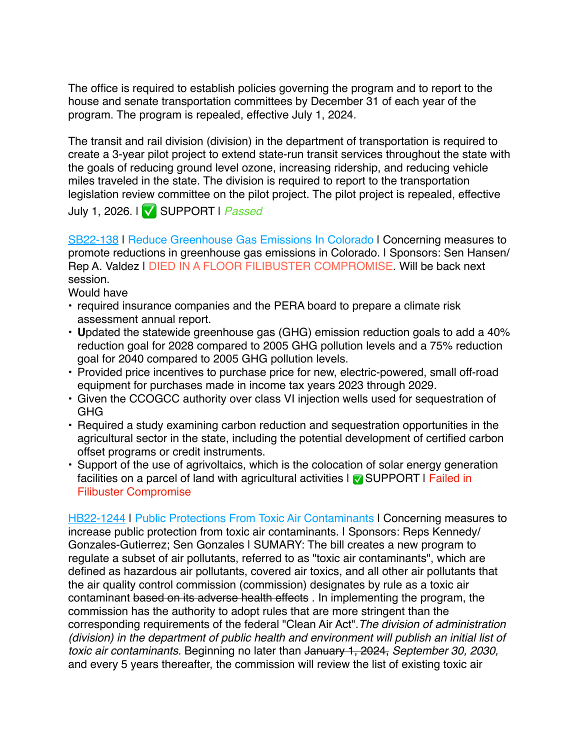The office is required to establish policies governing the program and to report to the house and senate transportation committees by December 31 of each year of the program. The program is repealed, effective July 1, 2024.

The transit and rail division (division) in the department of transportation is required to create a 3-year pilot project to extend state-run transit services throughout the state with the goals of reducing ground level ozone, increasing ridership, and reducing vehicle miles traveled in the state. The division is required to report to the transportation legislation review committee on the pilot project. The pilot project is repealed, effective July 1, 2026. | ✅ SUPPORT | *Passed*

[SB22-138](SB22-138) | Reduce Greenhouse Gas Emissions In Colorado | Concerning measures to promote reductions in greenhouse gas emissions in Colorado. | Sponsors: Sen Hansen/ Rep A. Valdez | DIED IN A FLOOR FILIBUSTER COMPROMISE. Will be back next session.

Would have

- required insurance companies and the PERA board to prepare a climate risk assessment annual report.
- **U**pdated the statewide greenhouse gas (GHG) emission reduction goals to add a 40% reduction goal for 2028 compared to 2005 GHG pollution levels and a 75% reduction goal for 2040 compared to 2005 GHG pollution levels.
- Provided price incentives to purchase price for new, electric-powered, small off-road equipment for purchases made in income tax years 2023 through 2029.
- Given the CCOGCC authority over class VI injection wells used for sequestration of GHG
- Required a study examining carbon reduction and sequestration opportunities in the agricultural sector in the state, including the potential development of certified carbon offset programs or credit instruments.
- Support of the use of agrivoltaics, which is the colocation of solar energy generation facilities on a parcel of land with agricultural activities | ✅ SUPPORT | Failed in Filibuster Compromise

[HB22-1244](HB22-1244) | Public Protections From Toxic Air Contaminants | Concerning measures to increase public protection from toxic air contaminants. | Sponsors: Reps Kennedy/ Gonzales-Gutierrez; Sen Gonzales | SUMARY: The bill creates a new program to regulate a subset of air pollutants, referred to as "toxic air contaminants", which are defined as hazardous air pollutants, covered air toxics, and all other air pollutants that the air quality control commission (commission) designates by rule as a toxic air contaminant ~~based on its adverse health effects~~ . In implementing the program, the commission has the authority to adopt rules that are more stringent than the corresponding requirements of the federal "Clean Air Act".*The division of administration (division) in the department of public health and environment will publish an initial list of toxic air contaminants.* Beginning no later than ~~January 1, 2024,~~ *September 30, 2030,* and every 5 years thereafter, the commission will review the list of existing toxic air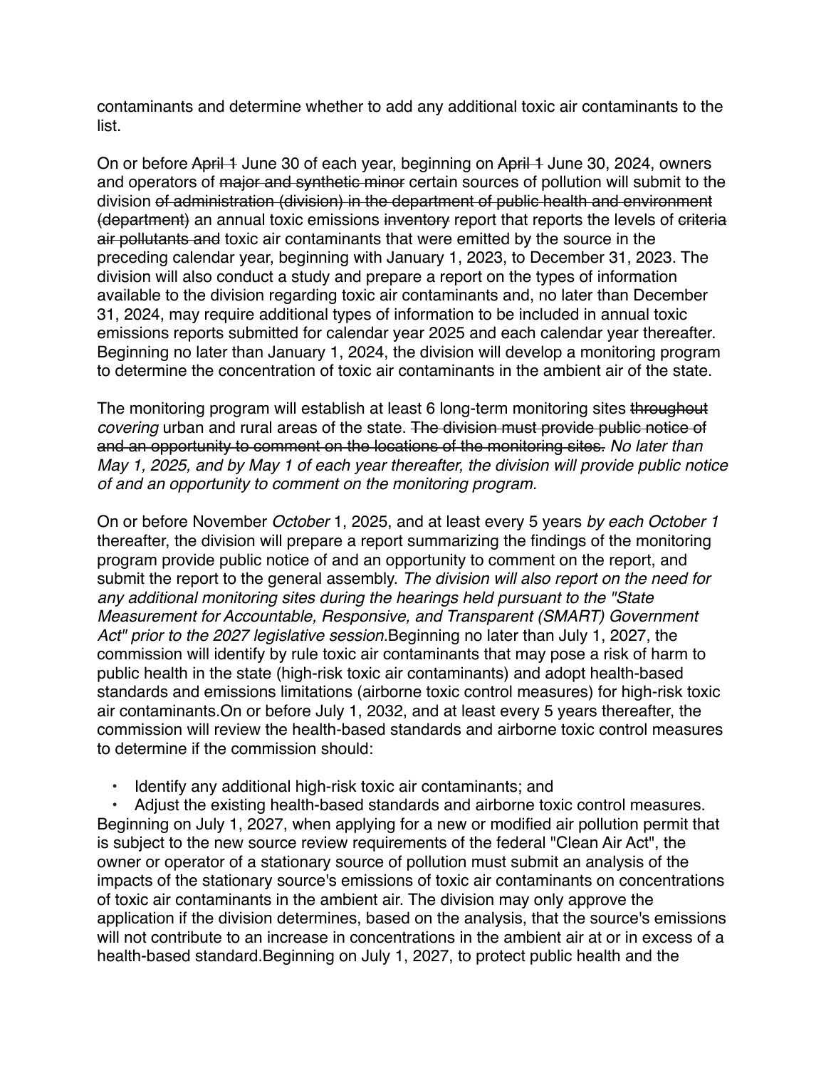contaminants and determine whether to add any additional toxic air contaminants to the list.

On or before ~~April 1~~ June 30 of each year, beginning on ~~April 1~~ June 30, 2024, owners and operators of ~~major and synthetic minor~~ certain sources of pollution will submit to the division ~~of administration (division) in the department of public health and environment (department)~~ an annual toxic emissions ~~inventory~~ report that reports the levels of ~~criteria air pollutants and~~ toxic air contaminants that were emitted by the source in the preceding calendar year, beginning with January 1, 2023, to December 31, 2023. The division will also conduct a study and prepare a report on the types of information available to the division regarding toxic air contaminants and, no later than December 31, 2024, may require additional types of information to be included in annual toxic emissions reports submitted for calendar year 2025 and each calendar year thereafter. Beginning no later than January 1, 2024, the division will develop a monitoring program to determine the concentration of toxic air contaminants in the ambient air of the state.

The monitoring program will establish at least 6 long-term monitoring sites ~~throughout~~ *covering* urban and rural areas of the state. ~~The division must provide public notice of and an opportunity to comment on the locations of the monitoring sites.~~ *No later than May 1, 2025, and by May 1 of each year thereafter, the division will provide public notice of and an opportunity to comment on the monitoring program.*

On or before November *October* 1, 2025, and at least every 5 years *by each October 1* thereafter, the division will prepare a report summarizing the findings of the monitoring program provide public notice of and an opportunity to comment on the report, and submit the report to the general assembly. *The division will also report on the need for any additional monitoring sites during the hearings held pursuant to the "State Measurement for Accountable, Responsive, and Transparent (SMART) Government Act" prior to the 2027 legislative session.*Beginning no later than July 1, 2027, the commission will identify by rule toxic air contaminants that may pose a risk of harm to public health in the state (high-risk toxic air contaminants) and adopt health-based standards and emissions limitations (airborne toxic control measures) for high-risk toxic air contaminants.On or before July 1, 2032, and at least every 5 years thereafter, the commission will review the health-based standards and airborne toxic control measures to determine if the commission should:

- Identify any additional high-risk toxic air contaminants; and
- Adjust the existing health-based standards and airborne toxic control measures.

Beginning on July 1, 2027, when applying for a new or modified air pollution permit that is subject to the new source review requirements of the federal "Clean Air Act", the owner or operator of a stationary source of pollution must submit an analysis of the impacts of the stationary source's emissions of toxic air contaminants on concentrations of toxic air contaminants in the ambient air. The division may only approve the application if the division determines, based on the analysis, that the source's emissions will not contribute to an increase in concentrations in the ambient air at or in excess of a health-based standard.Beginning on July 1, 2027, to protect public health and the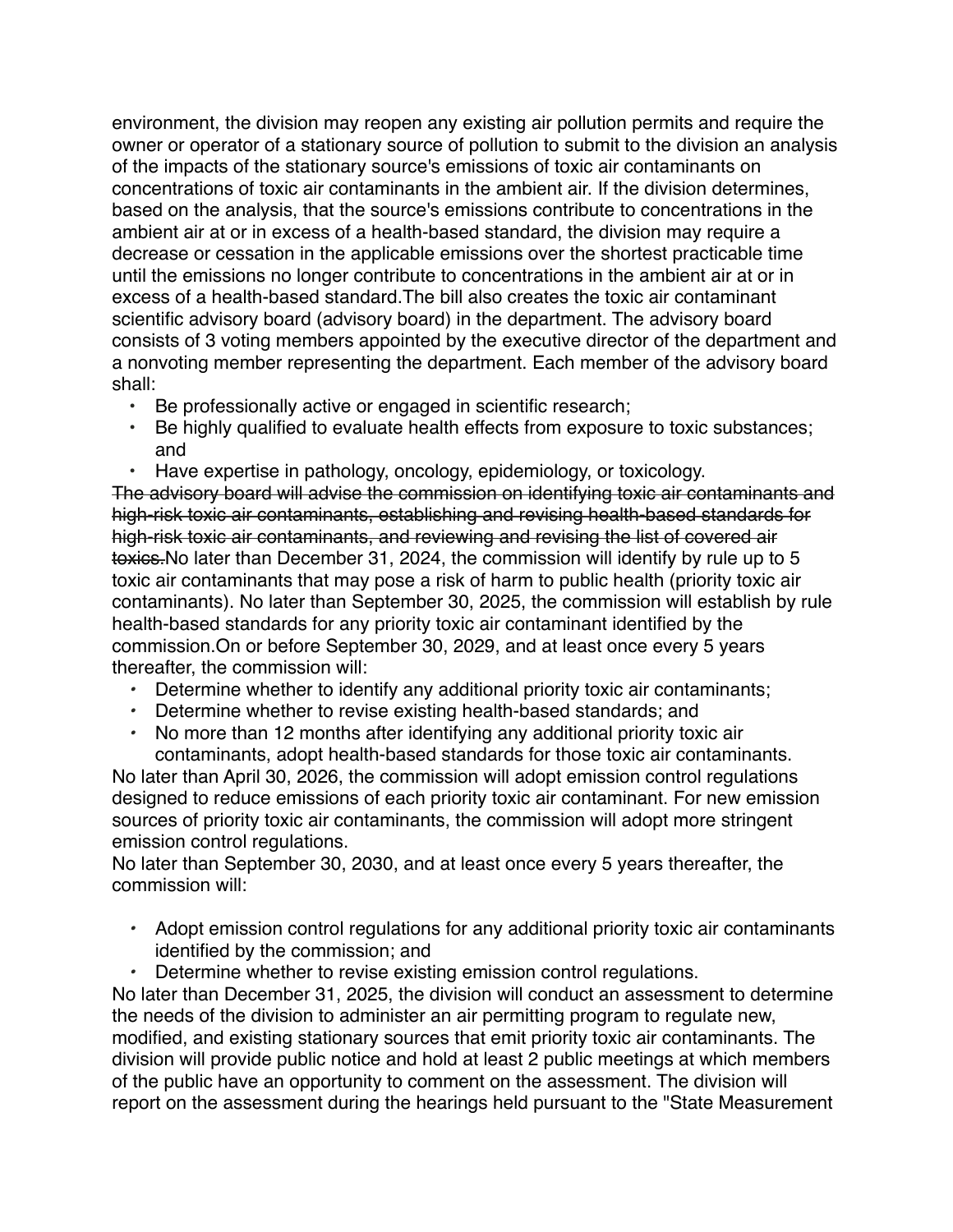environment, the division may reopen any existing air pollution permits and require the owner or operator of a stationary source of pollution to submit to the division an analysis of the impacts of the stationary source's emissions of toxic air contaminants on concentrations of toxic air contaminants in the ambient air. If the division determines, based on the analysis, that the source's emissions contribute to concentrations in the ambient air at or in excess of a health-based standard, the division may require a decrease or cessation in the applicable emissions over the shortest practicable time until the emissions no longer contribute to concentrations in the ambient air at or in excess of a health-based standard.The bill also creates the toxic air contaminant scientific advisory board (advisory board) in the department. The advisory board consists of 3 voting members appointed by the executive director of the department and a nonvoting member representing the department. Each member of the advisory board shall:

- Be professionally active or engaged in scientific research;
- Be highly qualified to evaluate health effects from exposure to toxic substances; and
- Have expertise in pathology, oncology, epidemiology, or toxicology.

~~The advisory board will advise the commission on identifying toxic air contaminants and high-risk toxic air contaminants, establishing and revising health-based standards for high-risk toxic air contaminants, and reviewing and revising the list of covered air toxics.~~No later than December 31, 2024, the commission will identify by rule up to 5 toxic air contaminants that may pose a risk of harm to public health (priority toxic air contaminants). No later than September 30, 2025, the commission will establish by rule health-based standards for any priority toxic air contaminant identified by the commission.On or before September 30, 2029, and at least once every 5 years thereafter, the commission will:

- Determine whether to identify any additional priority toxic air contaminants;
- Determine whether to revise existing health-based standards; and
- No more than 12 months after identifying any additional priority toxic air contaminants, adopt health-based standards for those toxic air contaminants.

No later than April 30, 2026, the commission will adopt emission control regulations designed to reduce emissions of each priority toxic air contaminant. For new emission sources of priority toxic air contaminants, the commission will adopt more stringent emission control regulations.

No later than September 30, 2030, and at least once every 5 years thereafter, the commission will:

- Adopt emission control regulations for any additional priority toxic air contaminants identified by the commission; and
- Determine whether to revise existing emission control regulations.

No later than December 31, 2025, the division will conduct an assessment to determine the needs of the division to administer an air permitting program to regulate new, modified, and existing stationary sources that emit priority toxic air contaminants. The division will provide public notice and hold at least 2 public meetings at which members of the public have an opportunity to comment on the assessment. The division will report on the assessment during the hearings held pursuant to the "State Measurement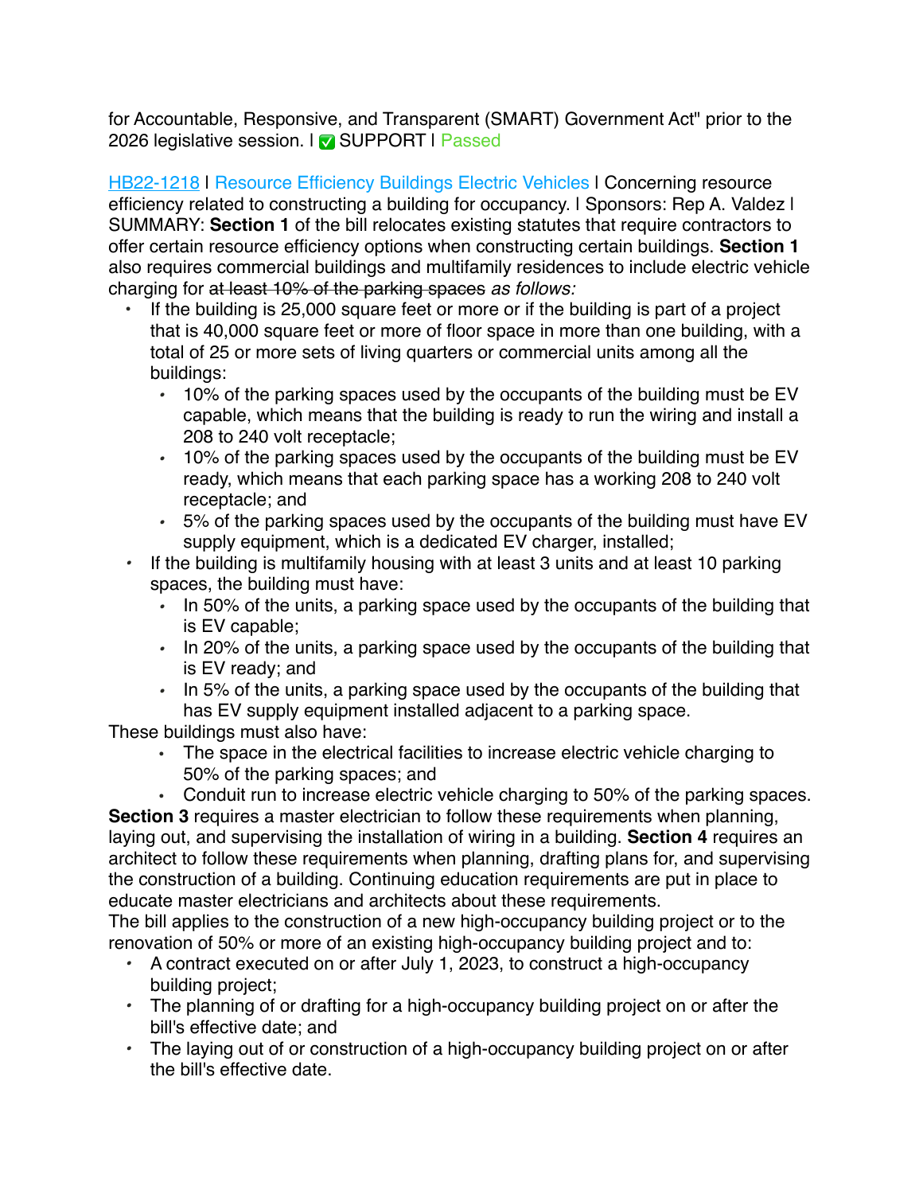for Accountable, Responsive, and Transparent (SMART) Government Act" prior to the 2026 legislative session. l ✅ SUPPORT l Passed

[HB22-1218](#) l Resource Efficiency Buildings Electric Vehicles l Concerning resource efficiency related to constructing a building for occupancy. l Sponsors: Rep A. Valdez l SUMMARY: **Section 1** of the bill relocates existing statutes that require contractors to offer certain resource efficiency options when constructing certain buildings. **Section 1** also requires commercial buildings and multifamily residences to include electric vehicle charging for ~~at least 10% of the parking spaces~~ *as follows:*

- If the building is 25,000 square feet or more or if the building is part of a project that is 40,000 square feet or more of floor space in more than one building, with a total of 25 or more sets of living quarters or commercial units among all the buildings:
  - 10% of the parking spaces used by the occupants of the building must be EV capable, which means that the building is ready to run the wiring and install a 208 to 240 volt receptacle;
  - 10% of the parking spaces used by the occupants of the building must be EV ready, which means that each parking space has a working 208 to 240 volt receptacle; and
  - 5% of the parking spaces used by the occupants of the building must have EV supply equipment, which is a dedicated EV charger, installed;
- If the building is multifamily housing with at least 3 units and at least 10 parking spaces, the building must have:
  - In 50% of the units, a parking space used by the occupants of the building that is EV capable;
  - In 20% of the units, a parking space used by the occupants of the building that is EV ready; and
  - In 5% of the units, a parking space used by the occupants of the building that has EV supply equipment installed adjacent to a parking space.

These buildings must also have:

- The space in the electrical facilities to increase electric vehicle charging to 50% of the parking spaces; and
- Conduit run to increase electric vehicle charging to 50% of the parking spaces.

**Section 3** requires a master electrician to follow these requirements when planning, laying out, and supervising the installation of wiring in a building. **Section 4** requires an architect to follow these requirements when planning, drafting plans for, and supervising the construction of a building. Continuing education requirements are put in place to educate master electricians and architects about these requirements.
The bill applies to the construction of a new high-occupancy building project or to the renovation of 50% or more of an existing high-occupancy building project and to:

- A contract executed on or after July 1, 2023, to construct a high-occupancy building project;
- The planning of or drafting for a high-occupancy building project on or after the bill's effective date; and
- The laying out of or construction of a high-occupancy building project on or after the bill's effective date.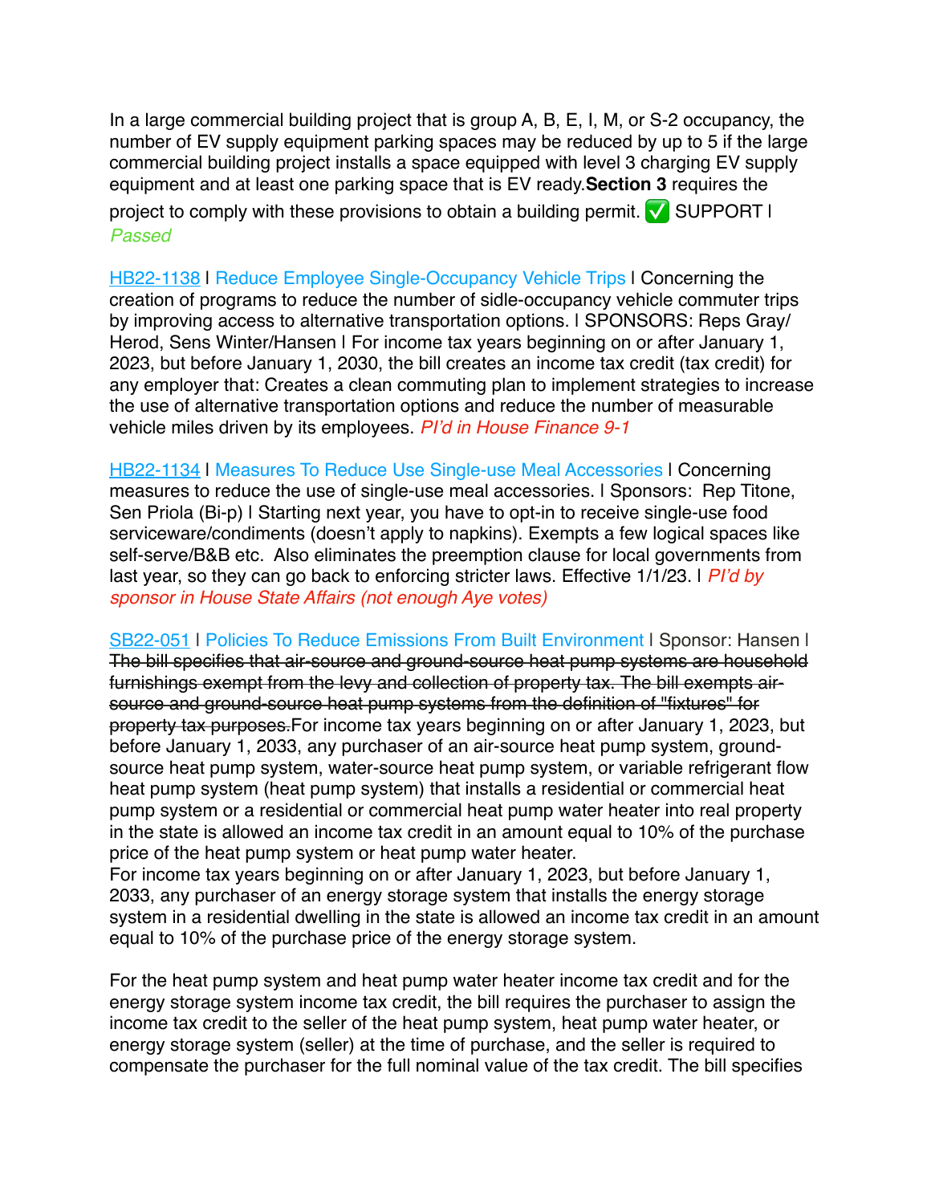In a large commercial building project that is group A, B, E, I, M, or S-2 occupancy, the number of EV supply equipment parking spaces may be reduced by up to 5 if the large commercial building project installs a space equipped with level 3 charging EV supply equipment and at least one parking space that is EV ready.**Section 3** requires the project to comply with these provisions to obtain a building permit. ✅ SUPPORT l *Passed*

HB22-1138 l Reduce Employee Single-Occupancy Vehicle Trips l Concerning the creation of programs to reduce the number of sidle-occupancy vehicle commuter trips by improving access to alternative transportation options. l SPONSORS: Reps Gray/Herod, Sens Winter/Hansen l For income tax years beginning on or after January 1, 2023, but before January 1, 2030, the bill creates an income tax credit (tax credit) for any employer that: Creates a clean commuting plan to implement strategies to increase the use of alternative transportation options and reduce the number of measurable vehicle miles driven by its employees. *PI'd in House Finance 9-1*

HB22-1134 l Measures To Reduce Use Single-use Meal Accessories l Concerning measures to reduce the use of single-use meal accessories. l Sponsors: Rep Titone, Sen Priola (Bi-p) l Starting next year, you have to opt-in to receive single-use food serviceware/condiments (doesn't apply to napkins). Exempts a few logical spaces like self-serve/B&B etc. Also eliminates the preemption clause for local governments from last year, so they can go back to enforcing stricter laws. Effective 1/1/23. l *PI'd by sponsor in House State Affairs (not enough Aye votes)*

SB22-051 l Policies To Reduce Emissions From Built Environment l Sponsor: Hansen l ~~The bill specifies that air-source and ground-source heat pump systems are household furnishings exempt from the levy and collection of property tax. The bill exempts air-source and ground-source heat pump systems from the definition of "fixtures" for property tax purposes.~~For income tax years beginning on or after January 1, 2023, but before January 1, 2033, any purchaser of an air-source heat pump system, ground-source heat pump system, water-source heat pump system, or variable refrigerant flow heat pump system (heat pump system) that installs a residential or commercial heat pump system or a residential or commercial heat pump water heater into real property in the state is allowed an income tax credit in an amount equal to 10% of the purchase price of the heat pump system or heat pump water heater.
For income tax years beginning on or after January 1, 2023, but before January 1, 2033, any purchaser of an energy storage system that installs the energy storage system in a residential dwelling in the state is allowed an income tax credit in an amount equal to 10% of the purchase price of the energy storage system.

For the heat pump system and heat pump water heater income tax credit and for the energy storage system income tax credit, the bill requires the purchaser to assign the income tax credit to the seller of the heat pump system, heat pump water heater, or energy storage system (seller) at the time of purchase, and the seller is required to compensate the purchaser for the full nominal value of the tax credit. The bill specifies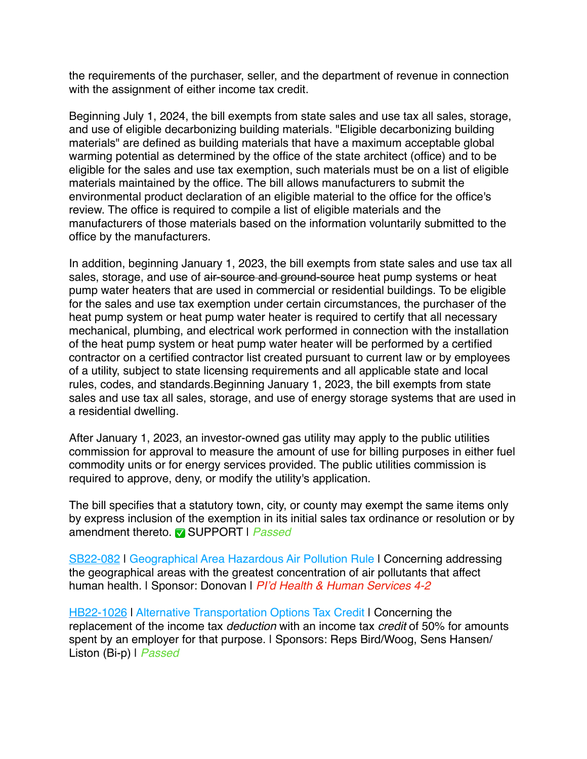the requirements of the purchaser, seller, and the department of revenue in connection with the assignment of either income tax credit.

Beginning July 1, 2024, the bill exempts from state sales and use tax all sales, storage, and use of eligible decarbonizing building materials. "Eligible decarbonizing building materials" are defined as building materials that have a maximum acceptable global warming potential as determined by the office of the state architect (office) and to be eligible for the sales and use tax exemption, such materials must be on a list of eligible materials maintained by the office. The bill allows manufacturers to submit the environmental product declaration of an eligible material to the office for the office's review. The office is required to compile a list of eligible materials and the manufacturers of those materials based on the information voluntarily submitted to the office by the manufacturers.

In addition, beginning January 1, 2023, the bill exempts from state sales and use tax all sales, storage, and use of ~~air-source and ground-source~~ heat pump systems or heat pump water heaters that are used in commercial or residential buildings. To be eligible for the sales and use tax exemption under certain circumstances, the purchaser of the heat pump system or heat pump water heater is required to certify that all necessary mechanical, plumbing, and electrical work performed in connection with the installation of the heat pump system or heat pump water heater will be performed by a certified contractor on a certified contractor list created pursuant to current law or by employees of a utility, subject to state licensing requirements and all applicable state and local rules, codes, and standards.Beginning January 1, 2023, the bill exempts from state sales and use tax all sales, storage, and use of energy storage systems that are used in a residential dwelling.

After January 1, 2023, an investor-owned gas utility may apply to the public utilities commission for approval to measure the amount of use for billing purposes in either fuel commodity units or for energy services provided. The public utilities commission is required to approve, deny, or modify the utility's application.

The bill specifies that a statutory town, city, or county may exempt the same items only by express inclusion of the exemption in its initial sales tax ordinance or resolution or by amendment thereto. ✅ SUPPORT | *Passed*

SB22-082 | Geographical Area Hazardous Air Pollution Rule | Concerning addressing the geographical areas with the greatest concentration of air pollutants that affect human health. | Sponsor: Donovan | *PI'd Health & Human Services 4-2*

HB22-1026 | Alternative Transportation Options Tax Credit | Concerning the replacement of the income tax *deduction* with an income tax *credit* of 50% for amounts spent by an employer for that purpose. | Sponsors: Reps Bird/Woog, Sens Hansen/ Liston (Bi-p) | *Passed*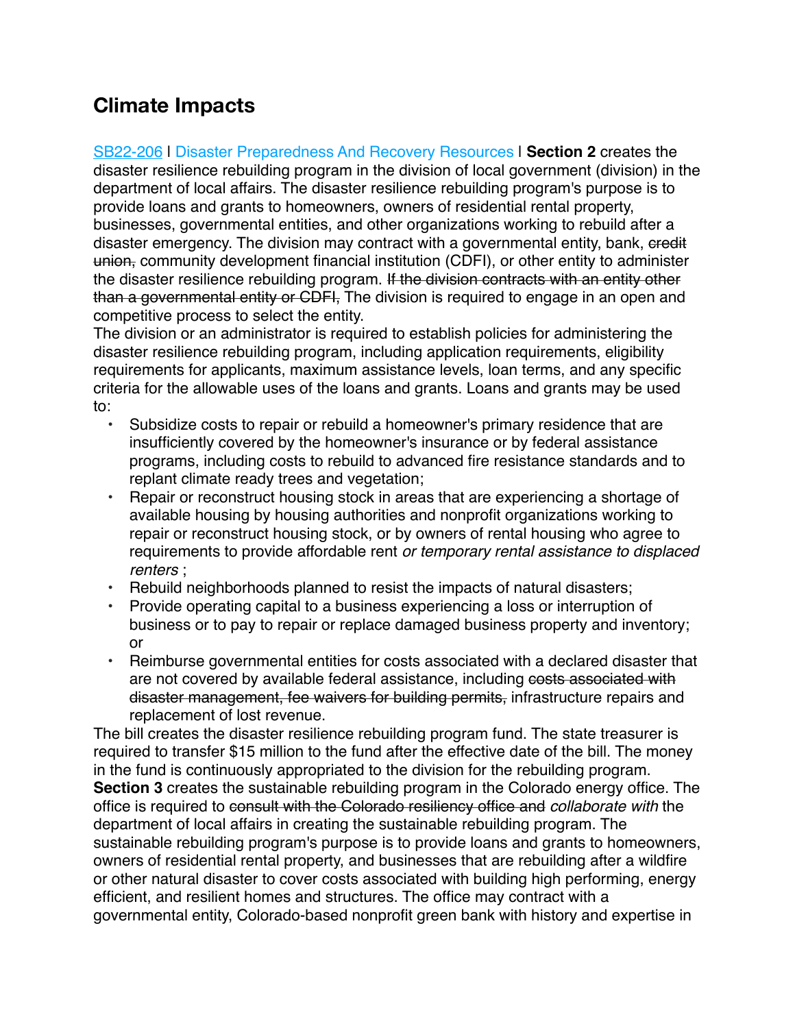# Climate Impacts

[SB22-206](SB22-206) | Disaster Preparedness And Recovery Resources | **Section 2** creates the disaster resilience rebuilding program in the division of local government (division) in the department of local affairs. The disaster resilience rebuilding program's purpose is to provide loans and grants to homeowners, owners of residential rental property, businesses, governmental entities, and other organizations working to rebuild after a disaster emergency. The division may contract with a governmental entity, bank, ~~credit union,~~ community development financial institution (CDFI), or other entity to administer the disaster resilience rebuilding program. ~~If the division contracts with an entity other than a governmental entity or CDFI,~~ The division is required to engage in an open and competitive process to select the entity.

The division or an administrator is required to establish policies for administering the disaster resilience rebuilding program, including application requirements, eligibility requirements for applicants, maximum assistance levels, loan terms, and any specific criteria for the allowable uses of the loans and grants. Loans and grants may be used to:

- Subsidize costs to repair or rebuild a homeowner's primary residence that are insufficiently covered by the homeowner's insurance or by federal assistance programs, including costs to rebuild to advanced fire resistance standards and to replant climate ready trees and vegetation;
- Repair or reconstruct housing stock in areas that are experiencing a shortage of available housing by housing authorities and nonprofit organizations working to repair or reconstruct housing stock, or by owners of rental housing who agree to requirements to provide affordable rent *or temporary rental assistance to displaced renters* ;
- Rebuild neighborhoods planned to resist the impacts of natural disasters;
- Provide operating capital to a business experiencing a loss or interruption of business or to pay to repair or replace damaged business property and inventory; or
- Reimburse governmental entities for costs associated with a declared disaster that are not covered by available federal assistance, including ~~costs associated with disaster management, fee waivers for building permits,~~ infrastructure repairs and replacement of lost revenue.

The bill creates the disaster resilience rebuilding program fund. The state treasurer is required to transfer $15 million to the fund after the effective date of the bill. The money in the fund is continuously appropriated to the division for the rebuilding program.

**Section 3** creates the sustainable rebuilding program in the Colorado energy office. The office is required to ~~consult with the Colorado resiliency office and~~ *collaborate with* the department of local affairs in creating the sustainable rebuilding program. The sustainable rebuilding program's purpose is to provide loans and grants to homeowners, owners of residential rental property, and businesses that are rebuilding after a wildfire or other natural disaster to cover costs associated with building high performing, energy efficient, and resilient homes and structures. The office may contract with a governmental entity, Colorado-based nonprofit green bank with history and expertise in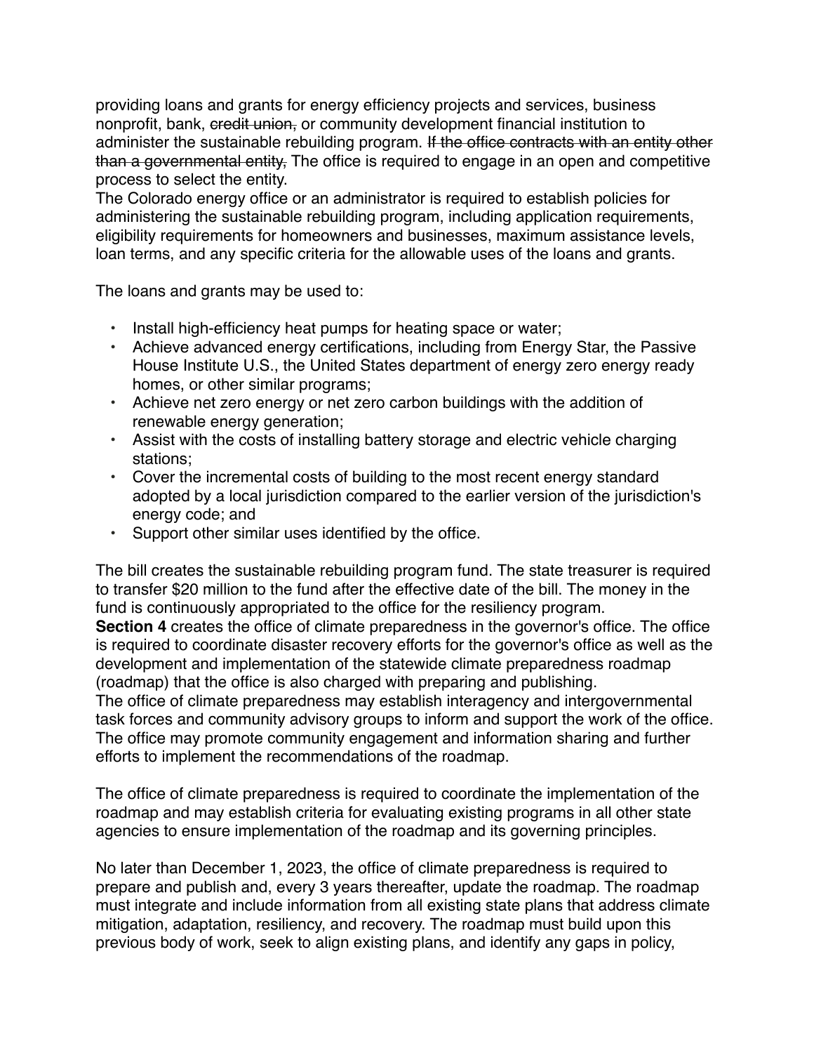providing loans and grants for energy efficiency projects and services, business nonprofit, bank, ~~credit union,~~ or community development financial institution to administer the sustainable rebuilding program. ~~If the office contracts with an entity other than a governmental entity,~~ The office is required to engage in an open and competitive process to select the entity.

The Colorado energy office or an administrator is required to establish policies for administering the sustainable rebuilding program, including application requirements, eligibility requirements for homeowners and businesses, maximum assistance levels, loan terms, and any specific criteria for the allowable uses of the loans and grants.

The loans and grants may be used to:

- Install high-efficiency heat pumps for heating space or water;
- Achieve advanced energy certifications, including from Energy Star, the Passive House Institute U.S., the United States department of energy zero energy ready homes, or other similar programs;
- Achieve net zero energy or net zero carbon buildings with the addition of renewable energy generation;
- Assist with the costs of installing battery storage and electric vehicle charging stations;
- Cover the incremental costs of building to the most recent energy standard adopted by a local jurisdiction compared to the earlier version of the jurisdiction's energy code; and
- Support other similar uses identified by the office.

The bill creates the sustainable rebuilding program fund. The state treasurer is required to transfer $20 million to the fund after the effective date of the bill. The money in the fund is continuously appropriated to the office for the resiliency program.

**Section 4** creates the office of climate preparedness in the governor's office. The office is required to coordinate disaster recovery efforts for the governor's office as well as the development and implementation of the statewide climate preparedness roadmap (roadmap) that the office is also charged with preparing and publishing.

The office of climate preparedness may establish interagency and intergovernmental task forces and community advisory groups to inform and support the work of the office. The office may promote community engagement and information sharing and further efforts to implement the recommendations of the roadmap.

The office of climate preparedness is required to coordinate the implementation of the roadmap and may establish criteria for evaluating existing programs in all other state agencies to ensure implementation of the roadmap and its governing principles.

No later than December 1, 2023, the office of climate preparedness is required to prepare and publish and, every 3 years thereafter, update the roadmap. The roadmap must integrate and include information from all existing state plans that address climate mitigation, adaptation, resiliency, and recovery. The roadmap must build upon this previous body of work, seek to align existing plans, and identify any gaps in policy,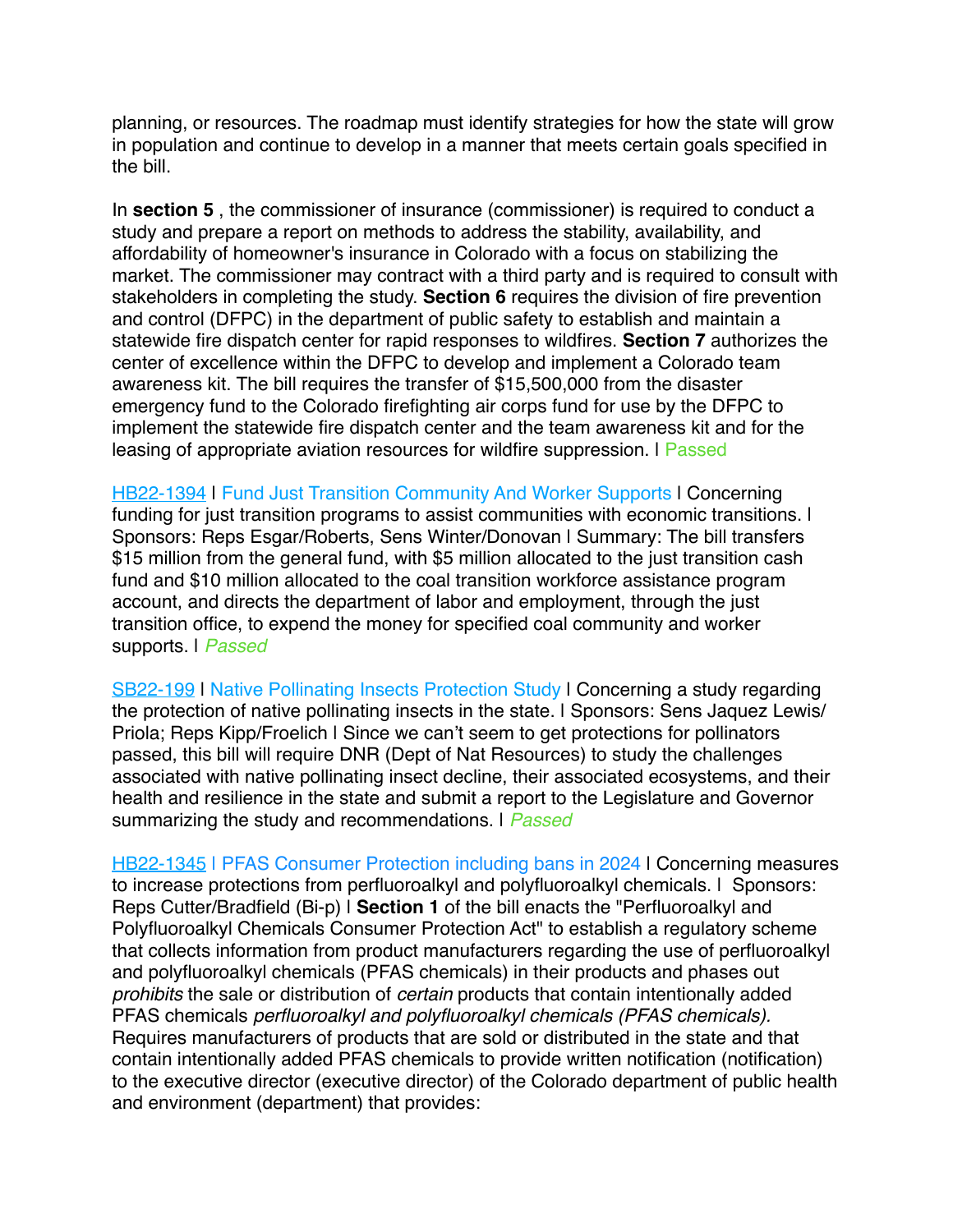planning, or resources. The roadmap must identify strategies for how the state will grow in population and continue to develop in a manner that meets certain goals specified in the bill.

In **section 5** , the commissioner of insurance (commissioner) is required to conduct a study and prepare a report on methods to address the stability, availability, and affordability of homeowner's insurance in Colorado with a focus on stabilizing the market. The commissioner may contract with a third party and is required to consult with stakeholders in completing the study. **Section 6** requires the division of fire prevention and control (DFPC) in the department of public safety to establish and maintain a statewide fire dispatch center for rapid responses to wildfires. **Section 7** authorizes the center of excellence within the DFPC to develop and implement a Colorado team awareness kit. The bill requires the transfer of $15,500,000 from the disaster emergency fund to the Colorado firefighting air corps fund for use by the DFPC to implement the statewide fire dispatch center and the team awareness kit and for the leasing of appropriate aviation resources for wildfire suppression. | Passed

HB22-1394 | Fund Just Transition Community And Worker Supports | Concerning funding for just transition programs to assist communities with economic transitions. | Sponsors: Reps Esgar/Roberts, Sens Winter/Donovan | Summary: The bill transfers $15 million from the general fund, with $5 million allocated to the just transition cash fund and $10 million allocated to the coal transition workforce assistance program account, and directs the department of labor and employment, through the just transition office, to expend the money for specified coal community and worker supports. | *Passed*

SB22-199 | Native Pollinating Insects Protection Study | Concerning a study regarding the protection of native pollinating insects in the state. | Sponsors: Sens Jaquez Lewis/ Priola; Reps Kipp/Froelich | Since we can't seem to get protections for pollinators passed, this bill will require DNR (Dept of Nat Resources) to study the challenges associated with native pollinating insect decline, their associated ecosystems, and their health and resilience in the state and submit a report to the Legislature and Governor summarizing the study and recommendations. | *Passed*

HB22-1345 | PFAS Consumer Protection including bans in 2024 | Concerning measures to increase protections from perfluoroalkyl and polyfluoroalkyl chemicals. | Sponsors: Reps Cutter/Bradfield (Bi-p) | **Section 1** of the bill enacts the "Perfluoroalkyl and Polyfluoroalkyl Chemicals Consumer Protection Act" to establish a regulatory scheme that collects information from product manufacturers regarding the use of perfluoroalkyl and polyfluoroalkyl chemicals (PFAS chemicals) in their products and phases out *prohibits* the sale or distribution of *certain* products that contain intentionally added PFAS chemicals *perfluoroalkyl and polyfluoroalkyl chemicals (PFAS chemicals).* Requires manufacturers of products that are sold or distributed in the state and that contain intentionally added PFAS chemicals to provide written notification (notification) to the executive director (executive director) of the Colorado department of public health and environment (department) that provides: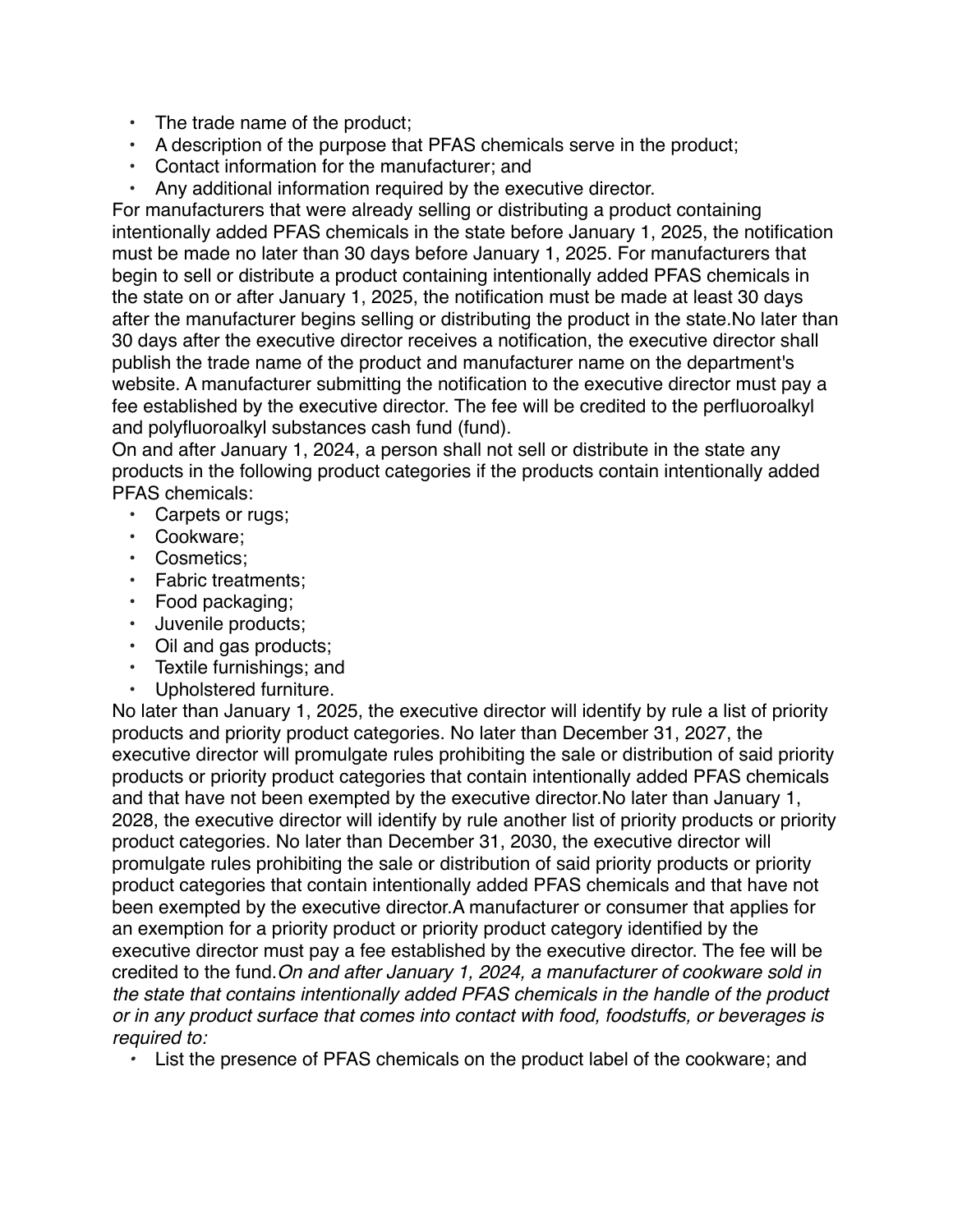- The trade name of the product;
- A description of the purpose that PFAS chemicals serve in the product;
- Contact information for the manufacturer; and
- Any additional information required by the executive director.

For manufacturers that were already selling or distributing a product containing intentionally added PFAS chemicals in the state before January 1, 2025, the notification must be made no later than 30 days before January 1, 2025. For manufacturers that begin to sell or distribute a product containing intentionally added PFAS chemicals in the state on or after January 1, 2025, the notification must be made at least 30 days after the manufacturer begins selling or distributing the product in the state.No later than 30 days after the executive director receives a notification, the executive director shall publish the trade name of the product and manufacturer name on the department's website. A manufacturer submitting the notification to the executive director must pay a fee established by the executive director. The fee will be credited to the perfluoroalkyl and polyfluoroalkyl substances cash fund (fund).

On and after January 1, 2024, a person shall not sell or distribute in the state any products in the following product categories if the products contain intentionally added PFAS chemicals:

- Carpets or rugs;
- Cookware;
- Cosmetics;
- Fabric treatments;
- Food packaging;
- Juvenile products;
- Oil and gas products;
- Textile furnishings; and
- Upholstered furniture.

No later than January 1, 2025, the executive director will identify by rule a list of priority products and priority product categories. No later than December 31, 2027, the executive director will promulgate rules prohibiting the sale or distribution of said priority products or priority product categories that contain intentionally added PFAS chemicals and that have not been exempted by the executive director.No later than January 1, 2028, the executive director will identify by rule another list of priority products or priority product categories. No later than December 31, 2030, the executive director will promulgate rules prohibiting the sale or distribution of said priority products or priority product categories that contain intentionally added PFAS chemicals and that have not been exempted by the executive director.A manufacturer or consumer that applies for an exemption for a priority product or priority product category identified by the executive director must pay a fee established by the executive director. The fee will be credited to the fund.*On and after January 1, 2024, a manufacturer of cookware sold in the state that contains intentionally added PFAS chemicals in the handle of the product or in any product surface that comes into contact with food, foodstuffs, or beverages is required to:*

- List the presence of PFAS chemicals on the product label of the cookware; and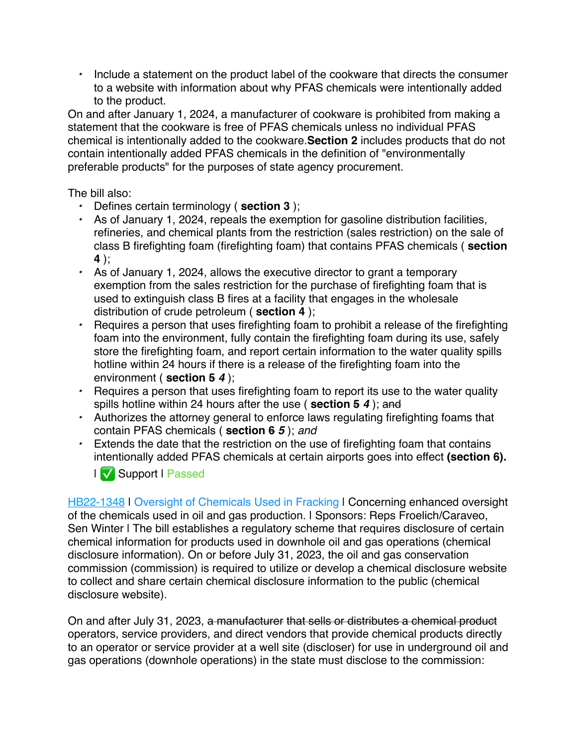- Include a statement on the product label of the cookware that directs the consumer to a website with information about why PFAS chemicals were intentionally added to the product.

On and after January 1, 2024, a manufacturer of cookware is prohibited from making a statement that the cookware is free of PFAS chemicals unless no individual PFAS chemical is intentionally added to the cookware.**Section 2** includes products that do not contain intentionally added PFAS chemicals in the definition of "environmentally preferable products" for the purposes of state agency procurement.

The bill also:

- Defines certain terminology ( **section 3** );
- As of January 1, 2024, repeals the exemption for gasoline distribution facilities, refineries, and chemical plants from the restriction (sales restriction) on the sale of class B firefighting foam (firefighting foam) that contains PFAS chemicals ( **section 4** );
- As of January 1, 2024, allows the executive director to grant a temporary exemption from the sales restriction for the purchase of firefighting foam that is used to extinguish class B fires at a facility that engages in the wholesale distribution of crude petroleum ( **section 4** );
- Requires a person that uses firefighting foam to prohibit a release of the firefighting foam into the environment, fully contain the firefighting foam during its use, safely store the firefighting foam, and report certain information to the water quality spills hotline within 24 hours if there is a release of the firefighting foam into the environment ( **section ~~5~~ *4*** );
- Requires a person that uses firefighting foam to report its use to the water quality spills hotline within 24 hours after the use ( **section ~~5~~ *4*** ); ~~and~~
- Authorizes the attorney general to enforce laws regulating firefighting foams that contain PFAS chemicals ( **section ~~6~~ *5*** ); *and*
- Extends the date that the restriction on the use of firefighting foam that contains intentionally added PFAS chemicals at certain airports goes into effect **(section 6).**

  l ✅ Support l Passed

[HB22-1348](HB22-1348) l [Oversight of Chemicals Used in Fracking](Oversight of Chemicals Used in Fracking) l Concerning enhanced oversight of the chemicals used in oil and gas production. l Sponsors: Reps Froelich/Caraveo, Sen Winter l The bill establishes a regulatory scheme that requires disclosure of certain chemical information for products used in downhole oil and gas operations (chemical disclosure information). On or before July 31, 2023, the oil and gas conservation commission (commission) is required to utilize or develop a chemical disclosure website to collect and share certain chemical disclosure information to the public (chemical disclosure website).

On and after July 31, 2023, ~~a manufacturer that sells or distributes a chemical product~~ operators, service providers, and direct vendors that provide chemical products directly to an operator or service provider at a well site (discloser) for use in underground oil and gas operations (downhole operations) in the state must disclose to the commission: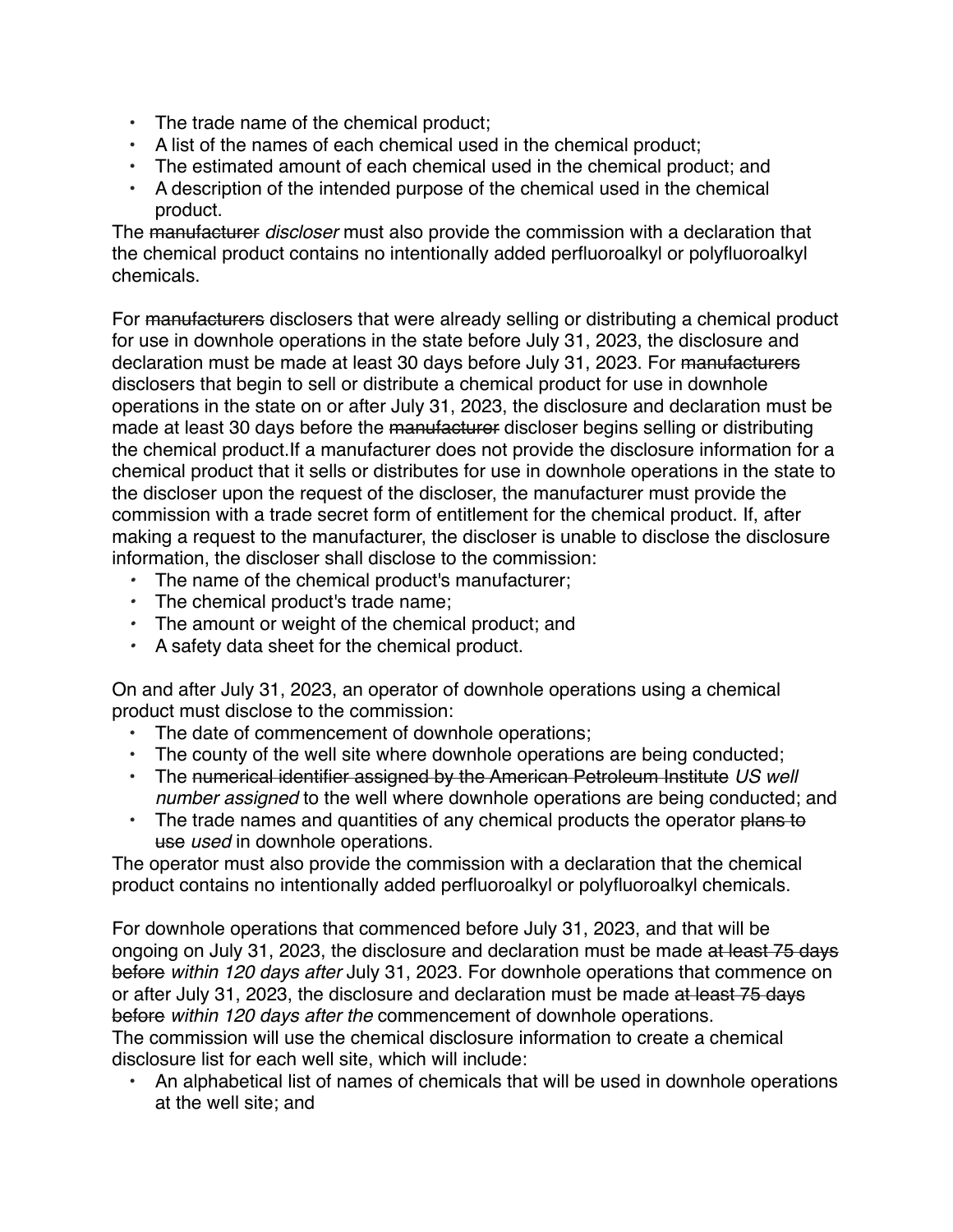- The trade name of the chemical product;
- A list of the names of each chemical used in the chemical product;
- The estimated amount of each chemical used in the chemical product; and
- A description of the intended purpose of the chemical used in the chemical product.

The ~~manufacturer~~ *discloser* must also provide the commission with a declaration that the chemical product contains no intentionally added perfluoroalkyl or polyfluoroalkyl chemicals.

For ~~manufacturers~~ disclosers that were already selling or distributing a chemical product for use in downhole operations in the state before July 31, 2023, the disclosure and declaration must be made at least 30 days before July 31, 2023. For ~~manufacturers~~ disclosers that begin to sell or distribute a chemical product for use in downhole operations in the state on or after July 31, 2023, the disclosure and declaration must be made at least 30 days before the ~~manufacturer~~ discloser begins selling or distributing the chemical product.If a manufacturer does not provide the disclosure information for a chemical product that it sells or distributes for use in downhole operations in the state to the discloser upon the request of the discloser, the manufacturer must provide the commission with a trade secret form of entitlement for the chemical product. If, after making a request to the manufacturer, the discloser is unable to disclose the disclosure information, the discloser shall disclose to the commission:

- The name of the chemical product's manufacturer;
- The chemical product's trade name;
- The amount or weight of the chemical product; and
- A safety data sheet for the chemical product.

On and after July 31, 2023, an operator of downhole operations using a chemical product must disclose to the commission:

- The date of commencement of downhole operations;
- The county of the well site where downhole operations are being conducted;
- The ~~numerical identifier assigned by the American Petroleum Institute~~ *US well number assigned* to the well where downhole operations are being conducted; and
- The trade names and quantities of any chemical products the operator ~~plans to use~~ *used* in downhole operations.

The operator must also provide the commission with a declaration that the chemical product contains no intentionally added perfluoroalkyl or polyfluoroalkyl chemicals.

For downhole operations that commenced before July 31, 2023, and that will be ongoing on July 31, 2023, the disclosure and declaration must be made ~~at least 75 days before~~ *within 120 days after* July 31, 2023. For downhole operations that commence on or after July 31, 2023, the disclosure and declaration must be made ~~at least 75 days before~~ *within 120 days after the* commencement of downhole operations.
The commission will use the chemical disclosure information to create a chemical disclosure list for each well site, which will include:

- An alphabetical list of names of chemicals that will be used in downhole operations at the well site; and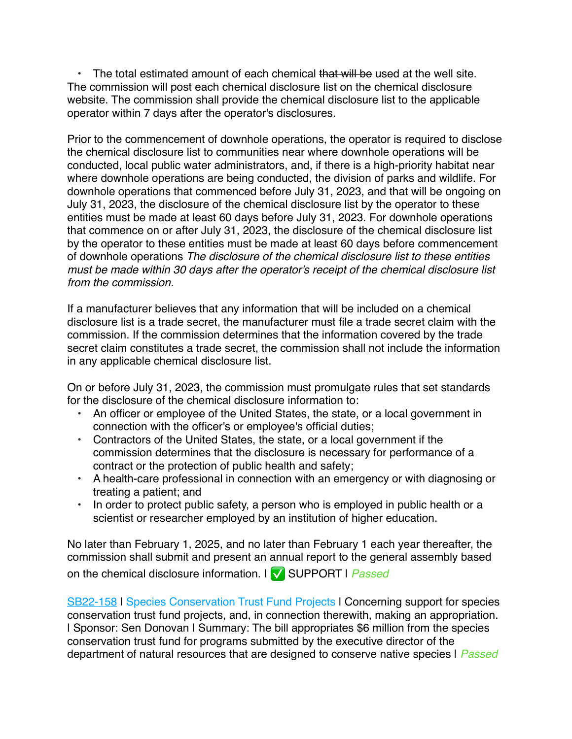- The total estimated amount of each chemical ~~that will be~~ used at the well site.

The commission will post each chemical disclosure list on the chemical disclosure website. The commission shall provide the chemical disclosure list to the applicable operator within 7 days after the operator's disclosures.

Prior to the commencement of downhole operations, the operator is required to disclose the chemical disclosure list to communities near where downhole operations will be conducted, local public water administrators, and, if there is a high-priority habitat near where downhole operations are being conducted, the division of parks and wildlife. For downhole operations that commenced before July 31, 2023, and that will be ongoing on July 31, 2023, the disclosure of the chemical disclosure list by the operator to these entities must be made at least 60 days before July 31, 2023. For downhole operations that commence on or after July 31, 2023, the disclosure of the chemical disclosure list by the operator to these entities must be made at least 60 days before commencement of downhole operations *The disclosure of the chemical disclosure list to these entities must be made within 30 days after the operator's receipt of the chemical disclosure list from the commission.*

If a manufacturer believes that any information that will be included on a chemical disclosure list is a trade secret, the manufacturer must file a trade secret claim with the commission. If the commission determines that the information covered by the trade secret claim constitutes a trade secret, the commission shall not include the information in any applicable chemical disclosure list.

On or before July 31, 2023, the commission must promulgate rules that set standards for the disclosure of the chemical disclosure information to:

- An officer or employee of the United States, the state, or a local government in connection with the officer's or employee's official duties;
- Contractors of the United States, the state, or a local government if the commission determines that the disclosure is necessary for performance of a contract or the protection of public health and safety;
- A health-care professional in connection with an emergency or with diagnosing or treating a patient; and
- In order to protect public safety, a person who is employed in public health or a scientist or researcher employed by an institution of higher education.

No later than February 1, 2025, and no later than February 1 each year thereafter, the commission shall submit and present an annual report to the general assembly based on the chemical disclosure information. | ✅ SUPPORT | *Passed*

SB22-158 | Species Conservation Trust Fund Projects | Concerning support for species conservation trust fund projects, and, in connection therewith, making an appropriation. | Sponsor: Sen Donovan | Summary: The bill appropriates $6 million from the species conservation trust fund for programs submitted by the executive director of the department of natural resources that are designed to conserve native species | *Passed*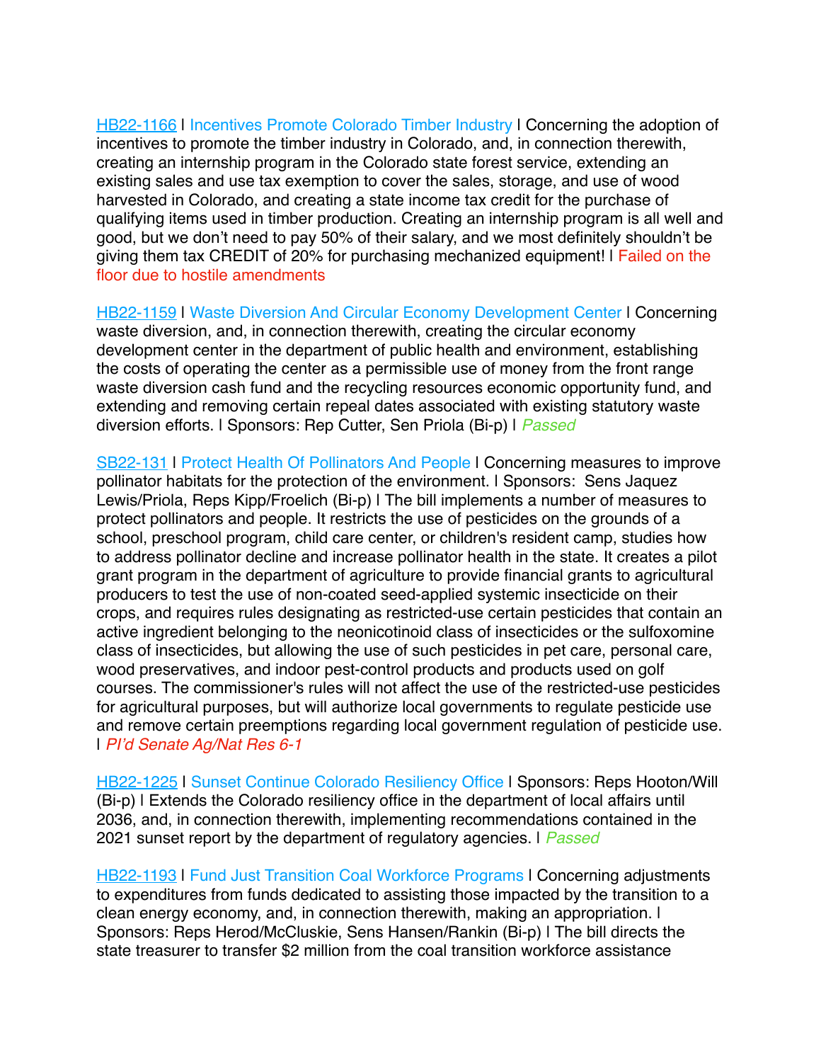HB22-1166 | Incentives Promote Colorado Timber Industry | Concerning the adoption of incentives to promote the timber industry in Colorado, and, in connection therewith, creating an internship program in the Colorado state forest service, extending an existing sales and use tax exemption to cover the sales, storage, and use of wood harvested in Colorado, and creating a state income tax credit for the purchase of qualifying items used in timber production. Creating an internship program is all well and good, but we don't need to pay 50% of their salary, and we most definitely shouldn't be giving them tax CREDIT of 20% for purchasing mechanized equipment! | Failed on the floor due to hostile amendments

HB22-1159 | Waste Diversion And Circular Economy Development Center | Concerning waste diversion, and, in connection therewith, creating the circular economy development center in the department of public health and environment, establishing the costs of operating the center as a permissible use of money from the front range waste diversion cash fund and the recycling resources economic opportunity fund, and extending and removing certain repeal dates associated with existing statutory waste diversion efforts. | Sponsors: Rep Cutter, Sen Priola (Bi-p) | *Passed*

SB22-131 | Protect Health Of Pollinators And People | Concerning measures to improve pollinator habitats for the protection of the environment. | Sponsors: Sens Jaquez Lewis/Priola, Reps Kipp/Froelich (Bi-p) | The bill implements a number of measures to protect pollinators and people. It restricts the use of pesticides on the grounds of a school, preschool program, child care center, or children's resident camp, studies how to address pollinator decline and increase pollinator health in the state. It creates a pilot grant program in the department of agriculture to provide financial grants to agricultural producers to test the use of non-coated seed-applied systemic insecticide on their crops, and requires rules designating as restricted-use certain pesticides that contain an active ingredient belonging to the neonicotinoid class of insecticides or the sulfoxomine class of insecticides, but allowing the use of such pesticides in pet care, personal care, wood preservatives, and indoor pest-control products and products used on golf courses. The commissioner's rules will not affect the use of the restricted-use pesticides for agricultural purposes, but will authorize local governments to regulate pesticide use and remove certain preemptions regarding local government regulation of pesticide use. | *PI'd Senate Ag/Nat Res 6-1*

HB22-1225 | Sunset Continue Colorado Resiliency Office | Sponsors: Reps Hooton/Will (Bi-p) | Extends the Colorado resiliency office in the department of local affairs until 2036, and, in connection therewith, implementing recommendations contained in the 2021 sunset report by the department of regulatory agencies. | *Passed*

HB22-1193 | Fund Just Transition Coal Workforce Programs | Concerning adjustments to expenditures from funds dedicated to assisting those impacted by the transition to a clean energy economy, and, in connection therewith, making an appropriation. | Sponsors: Reps Herod/McCluskie, Sens Hansen/Rankin (Bi-p) | The bill directs the state treasurer to transfer $2 million from the coal transition workforce assistance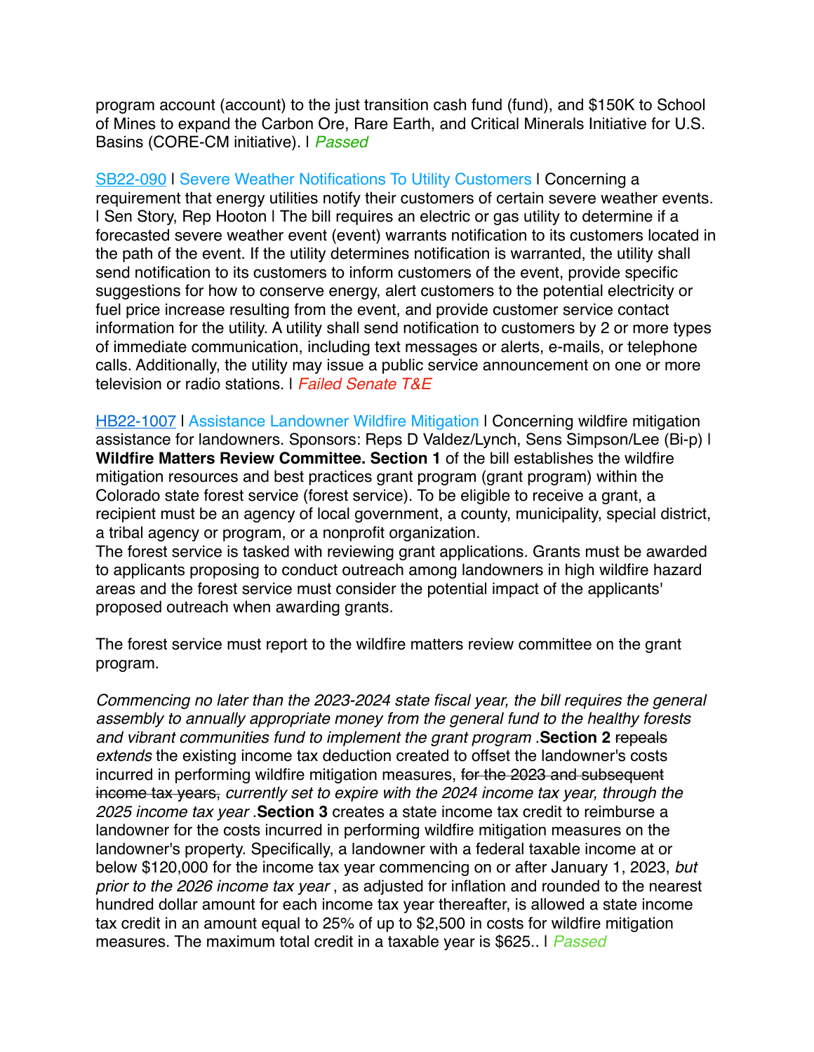program account (account) to the just transition cash fund (fund), and $150K to School of Mines to expand the Carbon Ore, Rare Earth, and Critical Minerals Initiative for U.S. Basins (CORE-CM initiative). | *Passed*

SB22-090 | Severe Weather Notifications To Utility Customers | Concerning a requirement that energy utilities notify their customers of certain severe weather events. | Sen Story, Rep Hooton | The bill requires an electric or gas utility to determine if a forecasted severe weather event (event) warrants notification to its customers located in the path of the event. If the utility determines notification is warranted, the utility shall send notification to its customers to inform customers of the event, provide specific suggestions for how to conserve energy, alert customers to the potential electricity or fuel price increase resulting from the event, and provide customer service contact information for the utility. A utility shall send notification to customers by 2 or more types of immediate communication, including text messages or alerts, e-mails, or telephone calls. Additionally, the utility may issue a public service announcement on one or more television or radio stations. | *Failed Senate T&E*

HB22-1007 | Assistance Landowner Wildfire Mitigation | Concerning wildfire mitigation assistance for landowners. Sponsors: Reps D Valdez/Lynch, Sens Simpson/Lee (Bi-p) | **Wildfire Matters Review Committee. Section 1** of the bill establishes the wildfire mitigation resources and best practices grant program (grant program) within the Colorado state forest service (forest service). To be eligible to receive a grant, a recipient must be an agency of local government, a county, municipality, special district, a tribal agency or program, or a nonprofit organization.
The forest service is tasked with reviewing grant applications. Grants must be awarded to applicants proposing to conduct outreach among landowners in high wildfire hazard areas and the forest service must consider the potential impact of the applicants' proposed outreach when awarding grants.

The forest service must report to the wildfire matters review committee on the grant program.

*Commencing no later than the 2023-2024 state fiscal year, the bill requires the general assembly to annually appropriate money from the general fund to the healthy forests and vibrant communities fund to implement the grant program* .**Section 2** ~~repeals~~ *extends* the existing income tax deduction created to offset the landowner's costs incurred in performing wildfire mitigation measures, ~~for the 2023 and subsequent income tax years,~~ *currently set to expire with the 2024 income tax year, through the 2025 income tax year* .**Section 3** creates a state income tax credit to reimburse a landowner for the costs incurred in performing wildfire mitigation measures on the landowner's property. Specifically, a landowner with a federal taxable income at or below $120,000 for the income tax year commencing on or after January 1, 2023, *but prior to the 2026 income tax year* , as adjusted for inflation and rounded to the nearest hundred dollar amount for each income tax year thereafter, is allowed a state income tax credit in an amount equal to 25% of up to $2,500 in costs for wildfire mitigation measures. The maximum total credit in a taxable year is $625.. | *Passed*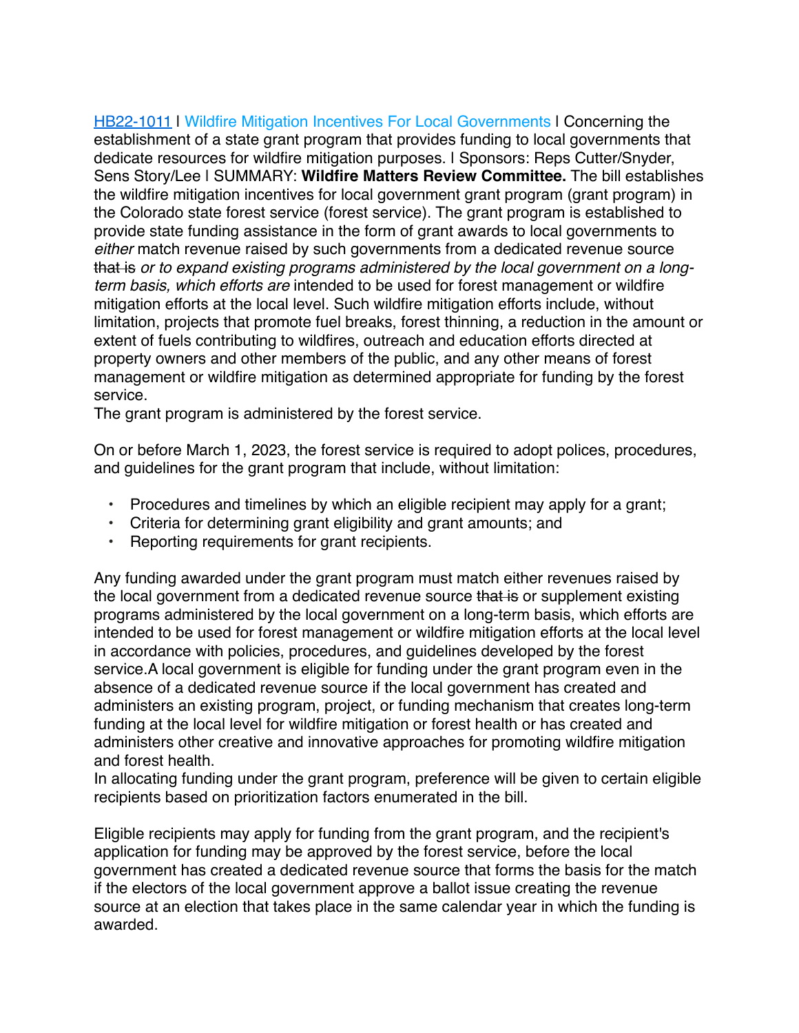[HB22-1011](#) | Wildfire Mitigation Incentives For Local Governments | Concerning the establishment of a state grant program that provides funding to local governments that dedicate resources for wildfire mitigation purposes. | Sponsors: Reps Cutter/Snyder, Sens Story/Lee | SUMMARY: **Wildfire Matters Review Committee.** The bill establishes the wildfire mitigation incentives for local government grant program (grant program) in the Colorado state forest service (forest service). The grant program is established to provide state funding assistance in the form of grant awards to local governments to *either* match revenue raised by such governments from a dedicated revenue source ~~that is~~ *or to expand existing programs administered by the local government on a long-term basis, which efforts are* intended to be used for forest management or wildfire mitigation efforts at the local level. Such wildfire mitigation efforts include, without limitation, projects that promote fuel breaks, forest thinning, a reduction in the amount or extent of fuels contributing to wildfires, outreach and education efforts directed at property owners and other members of the public, and any other means of forest management or wildfire mitigation as determined appropriate for funding by the forest service.

The grant program is administered by the forest service.

On or before March 1, 2023, the forest service is required to adopt polices, procedures, and guidelines for the grant program that include, without limitation:

- Procedures and timelines by which an eligible recipient may apply for a grant;
- Criteria for determining grant eligibility and grant amounts; and
- Reporting requirements for grant recipients.

Any funding awarded under the grant program must match either revenues raised by the local government from a dedicated revenue source ~~that is~~ or supplement existing programs administered by the local government on a long-term basis, which efforts are intended to be used for forest management or wildfire mitigation efforts at the local level in accordance with policies, procedures, and guidelines developed by the forest service.A local government is eligible for funding under the grant program even in the absence of a dedicated revenue source if the local government has created and administers an existing program, project, or funding mechanism that creates long-term funding at the local level for wildfire mitigation or forest health or has created and administers other creative and innovative approaches for promoting wildfire mitigation and forest health.

In allocating funding under the grant program, preference will be given to certain eligible recipients based on prioritization factors enumerated in the bill.

Eligible recipients may apply for funding from the grant program, and the recipient's application for funding may be approved by the forest service, before the local government has created a dedicated revenue source that forms the basis for the match if the electors of the local government approve a ballot issue creating the revenue source at an election that takes place in the same calendar year in which the funding is awarded.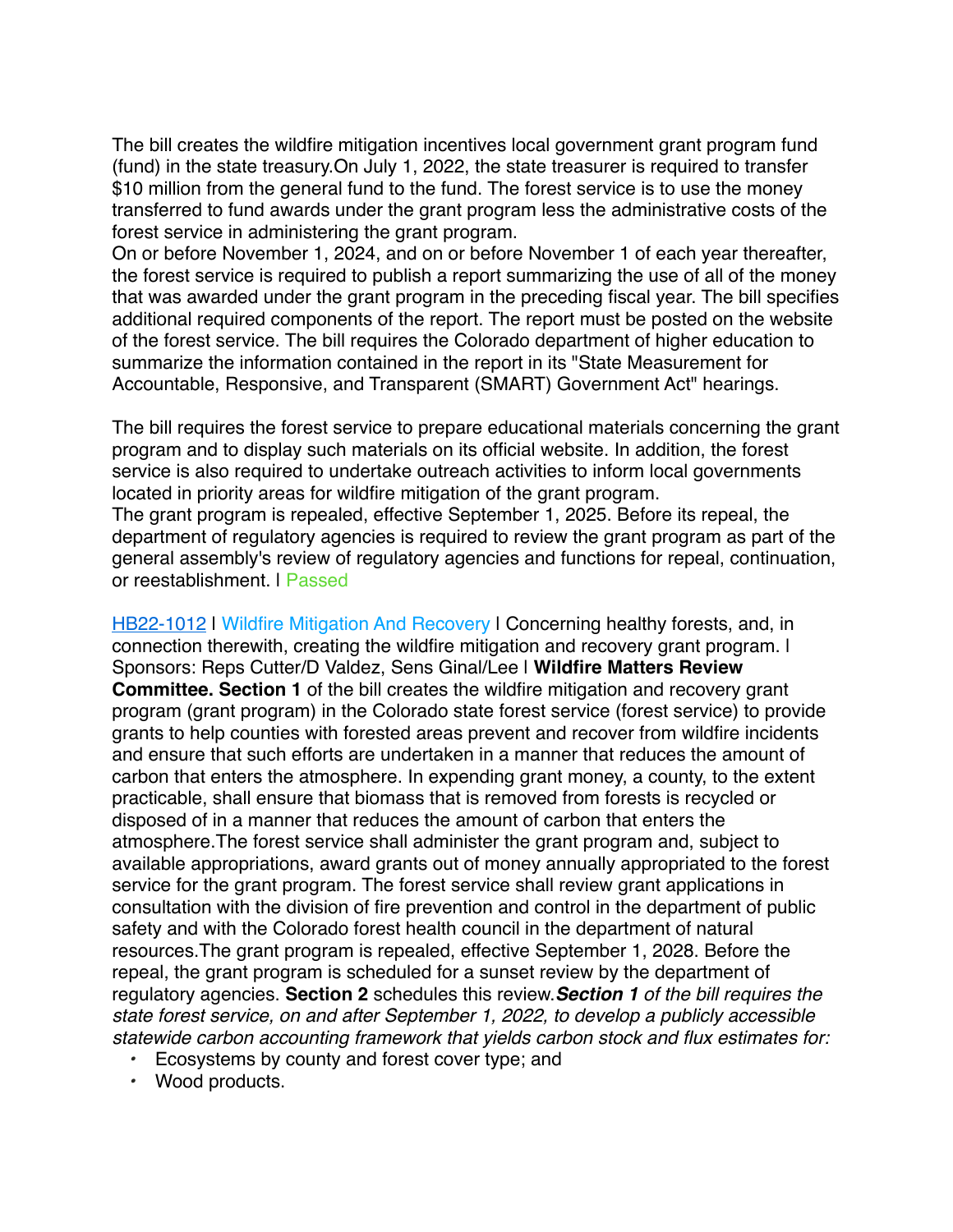The bill creates the wildfire mitigation incentives local government grant program fund (fund) in the state treasury.On July 1, 2022, the state treasurer is required to transfer $10 million from the general fund to the fund. The forest service is to use the money transferred to fund awards under the grant program less the administrative costs of the forest service in administering the grant program.
On or before November 1, 2024, and on or before November 1 of each year thereafter, the forest service is required to publish a report summarizing the use of all of the money that was awarded under the grant program in the preceding fiscal year. The bill specifies additional required components of the report. The report must be posted on the website of the forest service. The bill requires the Colorado department of higher education to summarize the information contained in the report in its "State Measurement for Accountable, Responsive, and Transparent (SMART) Government Act" hearings.

The bill requires the forest service to prepare educational materials concerning the grant program and to display such materials on its official website. In addition, the forest service is also required to undertake outreach activities to inform local governments located in priority areas for wildfire mitigation of the grant program.
The grant program is repealed, effective September 1, 2025. Before its repeal, the department of regulatory agencies is required to review the grant program as part of the general assembly's review of regulatory agencies and functions for repeal, continuation, or reestablishment. I Passed

HB22-1012 I Wildfire Mitigation And Recovery I Concerning healthy forests, and, in connection therewith, creating the wildfire mitigation and recovery grant program. I Sponsors: Reps Cutter/D Valdez, Sens Ginal/Lee I **Wildfire Matters Review Committee. Section 1** of the bill creates the wildfire mitigation and recovery grant program (grant program) in the Colorado state forest service (forest service) to provide grants to help counties with forested areas prevent and recover from wildfire incidents and ensure that such efforts are undertaken in a manner that reduces the amount of carbon that enters the atmosphere. In expending grant money, a county, to the extent practicable, shall ensure that biomass that is removed from forests is recycled or disposed of in a manner that reduces the amount of carbon that enters the atmosphere.The forest service shall administer the grant program and, subject to available appropriations, award grants out of money annually appropriated to the forest service for the grant program. The forest service shall review grant applications in consultation with the division of fire prevention and control in the department of public safety and with the Colorado forest health council in the department of natural resources.The grant program is repealed, effective September 1, 2028. Before the repeal, the grant program is scheduled for a sunset review by the department of regulatory agencies. **Section 2** schedules this review.***Section 1*** *of the bill requires the state forest service, on and after September 1, 2022, to develop a publicly accessible statewide carbon accounting framework that yields carbon stock and flux estimates for:*

- Ecosystems by county and forest cover type; and
- Wood products.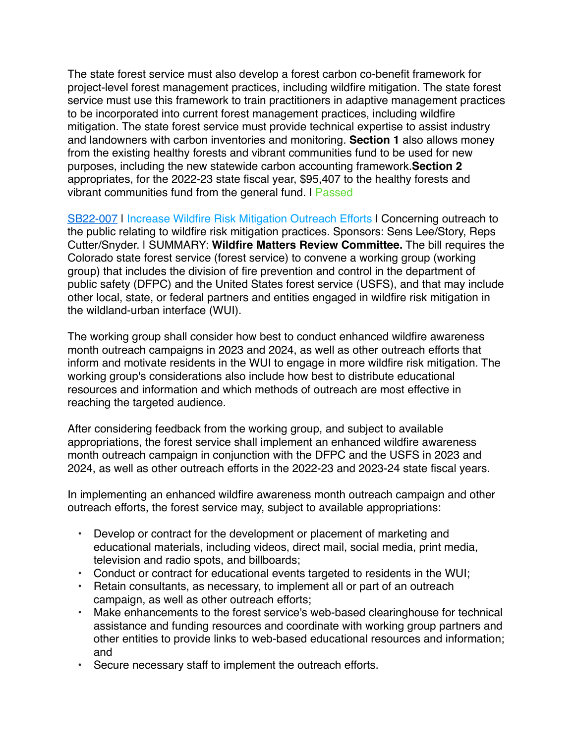The state forest service must also develop a forest carbon co-benefit framework for project-level forest management practices, including wildfire mitigation. The state forest service must use this framework to train practitioners in adaptive management practices to be incorporated into current forest management practices, including wildfire mitigation. The state forest service must provide technical expertise to assist industry and landowners with carbon inventories and monitoring. **Section 1** also allows money from the existing healthy forests and vibrant communities fund to be used for new purposes, including the new statewide carbon accounting framework.**Section 2** appropriates, for the 2022-23 state fiscal year, $95,407 to the healthy forests and vibrant communities fund from the general fund. I Passed

SB22-007 I Increase Wildfire Risk Mitigation Outreach Efforts I Concerning outreach to the public relating to wildfire risk mitigation practices. Sponsors: Sens Lee/Story, Reps Cutter/Snyder. I SUMMARY: **Wildfire Matters Review Committee.** The bill requires the Colorado state forest service (forest service) to convene a working group (working group) that includes the division of fire prevention and control in the department of public safety (DFPC) and the United States forest service (USFS), and that may include other local, state, or federal partners and entities engaged in wildfire risk mitigation in the wildland-urban interface (WUI).

The working group shall consider how best to conduct enhanced wildfire awareness month outreach campaigns in 2023 and 2024, as well as other outreach efforts that inform and motivate residents in the WUI to engage in more wildfire risk mitigation. The working group's considerations also include how best to distribute educational resources and information and which methods of outreach are most effective in reaching the targeted audience.

After considering feedback from the working group, and subject to available appropriations, the forest service shall implement an enhanced wildfire awareness month outreach campaign in conjunction with the DFPC and the USFS in 2023 and 2024, as well as other outreach efforts in the 2022-23 and 2023-24 state fiscal years.

In implementing an enhanced wildfire awareness month outreach campaign and other outreach efforts, the forest service may, subject to available appropriations:

- Develop or contract for the development or placement of marketing and educational materials, including videos, direct mail, social media, print media, television and radio spots, and billboards;
- Conduct or contract for educational events targeted to residents in the WUI;
- Retain consultants, as necessary, to implement all or part of an outreach campaign, as well as other outreach efforts;
- Make enhancements to the forest service's web-based clearinghouse for technical assistance and funding resources and coordinate with working group partners and other entities to provide links to web-based educational resources and information; and
- Secure necessary staff to implement the outreach efforts.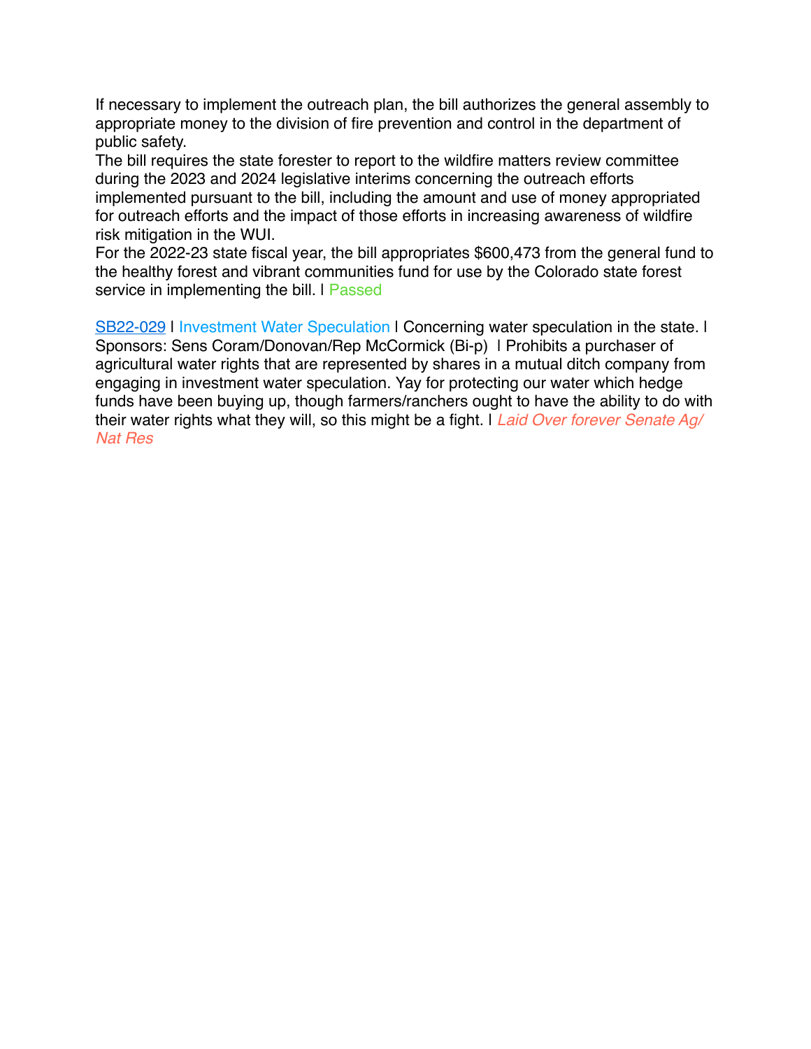If necessary to implement the outreach plan, the bill authorizes the general assembly to appropriate money to the division of fire prevention and control in the department of public safety.
The bill requires the state forester to report to the wildfire matters review committee during the 2023 and 2024 legislative interims concerning the outreach efforts implemented pursuant to the bill, including the amount and use of money appropriated for outreach efforts and the impact of those efforts in increasing awareness of wildfire risk mitigation in the WUI.
For the 2022-23 state fiscal year, the bill appropriates $600,473 from the general fund to the healthy forest and vibrant communities fund for use by the Colorado state forest service in implementing the bill. | Passed

SB22-029 | Investment Water Speculation | Concerning water speculation in the state. | Sponsors: Sens Coram/Donovan/Rep McCormick (Bi-p) | Prohibits a purchaser of agricultural water rights that are represented by shares in a mutual ditch company from engaging in investment water speculation. Yay for protecting our water which hedge funds have been buying up, though farmers/ranchers ought to have the ability to do with their water rights what they will, so this might be a fight. | *Laid Over forever Senate Ag/Nat Res*